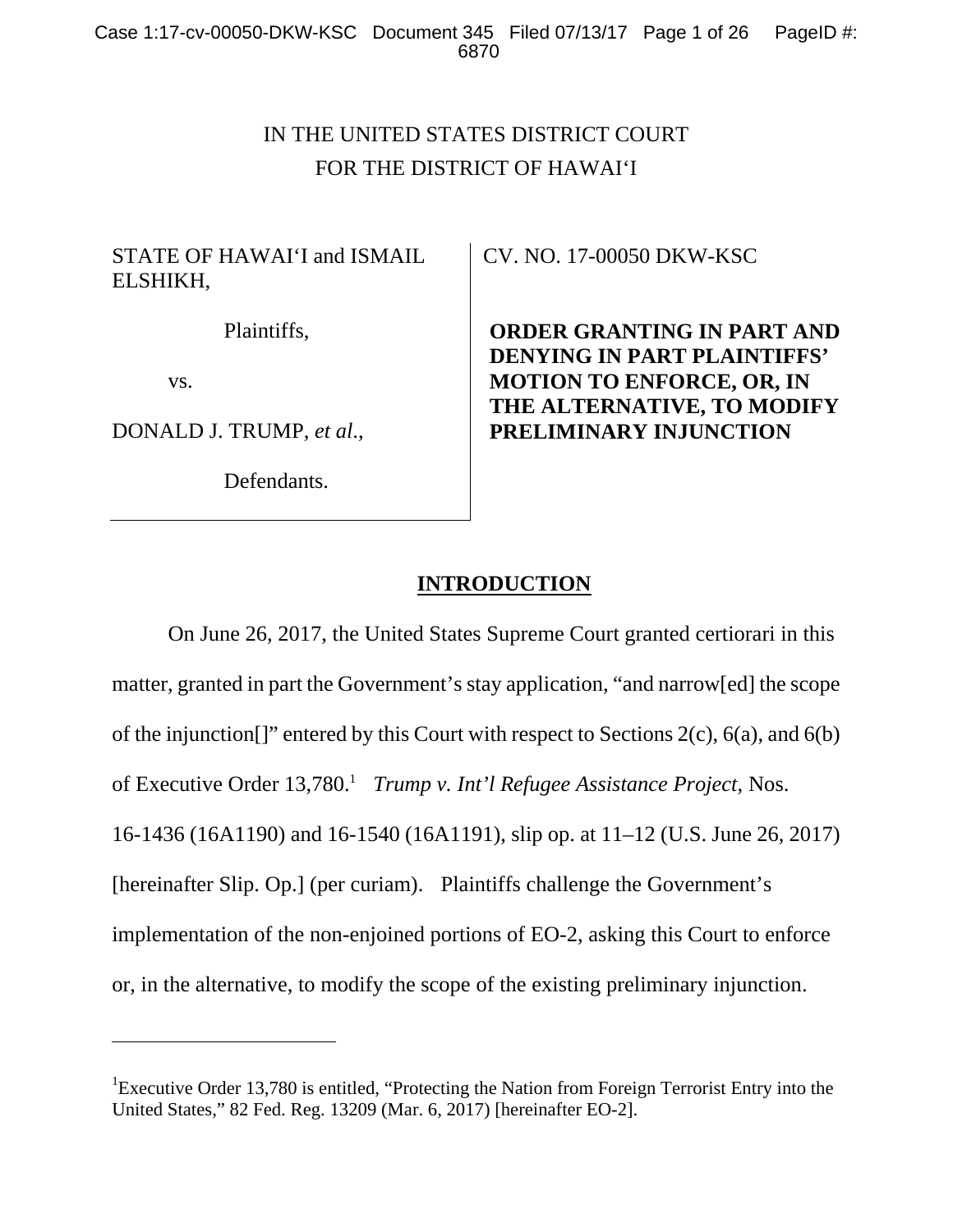IN THE UNITED STATES DISTRICT COURT
FOR THE DISTRICT OF HAWAIʻI

| | |
|---|---|
| STATE OF HAWAIʻI and ISMAIL ELSHIKH,<br><br>Plaintiffs,<br><br>vs.<br><br>DONALD J. TRUMP, *et al*.,<br><br>Defendants. | CV. NO. 17-00050 DKW-KSC<br><br>**ORDER GRANTING IN PART AND DENYING IN PART PLAINTIFFS' MOTION TO ENFORCE, OR, IN THE ALTERNATIVE, TO MODIFY PRELIMINARY INJUNCTION** |

## INTRODUCTION

On June 26, 2017, the United States Supreme Court granted certiorari in this matter, granted in part the Government's stay application, "and narrow[ed] the scope of the injunction[]" entered by this Court with respect to Sections 2(c), 6(a), and 6(b) of Executive Order 13,780.[1] *Trump v. Int'l Refugee Assistance Project*, Nos. 16-1436 (16A1190) and 16-1540 (16A1191), slip op. at 11–12 (U.S. June 26, 2017) [hereinafter Slip. Op.] (per curiam). Plaintiffs challenge the Government's implementation of the non-enjoined portions of EO-2, asking this Court to enforce or, in the alternative, to modify the scope of the existing preliminary injunction.

---

[1]Executive Order 13,780 is entitled, "Protecting the Nation from Foreign Terrorist Entry into the United States," 82 Fed. Reg. 13209 (Mar. 6, 2017) [hereinafter EO-2].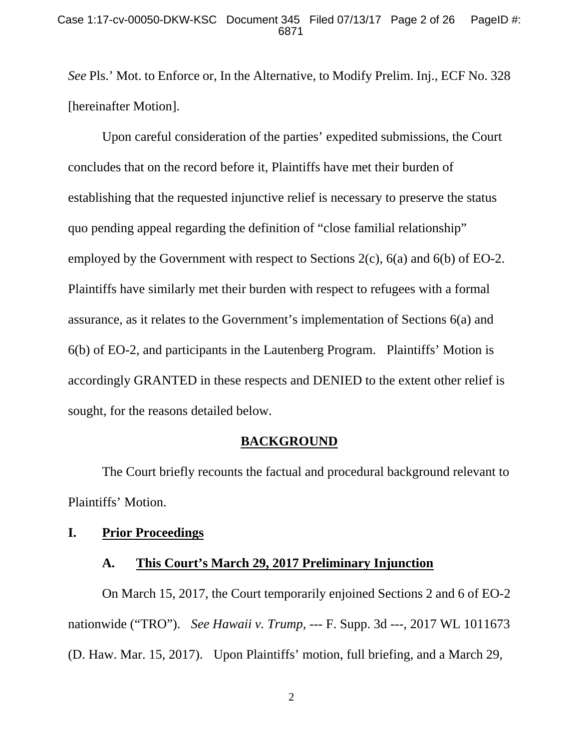*See* Pls.' Mot. to Enforce or, In the Alternative, to Modify Prelim. Inj., ECF No. 328 [hereinafter Motion].

Upon careful consideration of the parties' expedited submissions, the Court concludes that on the record before it, Plaintiffs have met their burden of establishing that the requested injunctive relief is necessary to preserve the status quo pending appeal regarding the definition of "close familial relationship" employed by the Government with respect to Sections 2(c), 6(a) and 6(b) of EO-2. Plaintiffs have similarly met their burden with respect to refugees with a formal assurance, as it relates to the Government's implementation of Sections 6(a) and 6(b) of EO-2, and participants in the Lautenberg Program. Plaintiffs' Motion is accordingly GRANTED in these respects and DENIED to the extent other relief is sought, for the reasons detailed below.

## BACKGROUND

The Court briefly recounts the factual and procedural background relevant to Plaintiffs' Motion.

### I. Prior Proceedings

#### A. This Court's March 29, 2017 Preliminary Injunction

On March 15, 2017, the Court temporarily enjoined Sections 2 and 6 of EO-2 nationwide ("TRO"). *See Hawaii v. Trump*, --- F. Supp. 3d ---, 2017 WL 1011673 (D. Haw. Mar. 15, 2017). Upon Plaintiffs' motion, full briefing, and a March 29,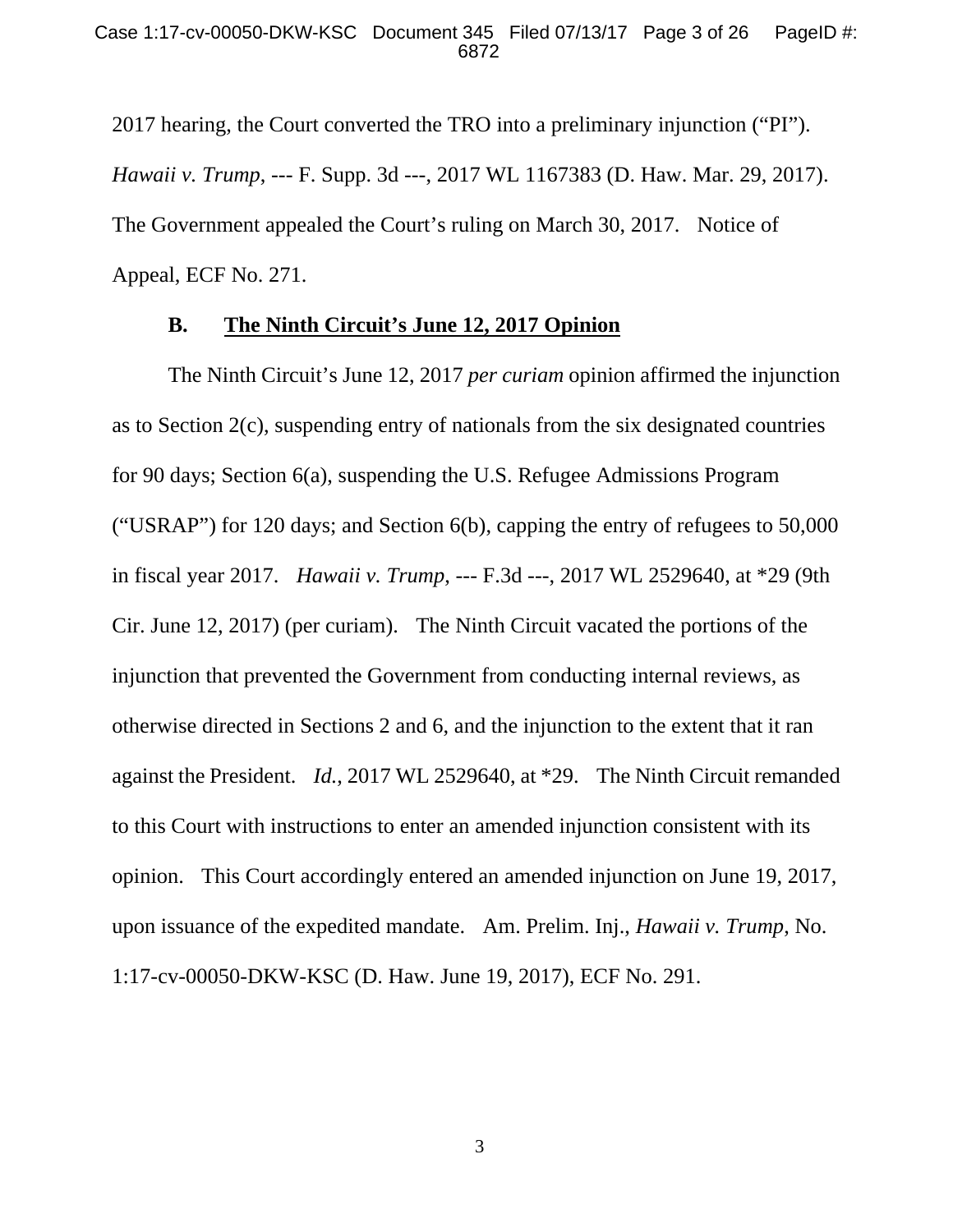2017 hearing, the Court converted the TRO into a preliminary injunction ("PI"). *Hawaii v. Trump*, --- F. Supp. 3d ---, 2017 WL 1167383 (D. Haw. Mar. 29, 2017). The Government appealed the Court's ruling on March 30, 2017. Notice of Appeal, ECF No. 271.

**B. The Ninth Circuit's June 12, 2017 Opinion**

The Ninth Circuit's June 12, 2017 *per curiam* opinion affirmed the injunction as to Section 2(c), suspending entry of nationals from the six designated countries for 90 days; Section 6(a), suspending the U.S. Refugee Admissions Program ("USRAP") for 120 days; and Section 6(b), capping the entry of refugees to 50,000 in fiscal year 2017. *Hawaii v. Trump*, --- F.3d ---, 2017 WL 2529640, at *29 (9th Cir. June 12, 2017) (per curiam). The Ninth Circuit vacated the portions of the injunction that prevented the Government from conducting internal reviews, as otherwise directed in Sections 2 and 6, and the injunction to the extent that it ran against the President. *Id.*, 2017 WL 2529640, at *29. The Ninth Circuit remanded to this Court with instructions to enter an amended injunction consistent with its opinion. This Court accordingly entered an amended injunction on June 19, 2017, upon issuance of the expedited mandate. Am. Prelim. Inj., *Hawaii v. Trump*, No. 1:17-cv-00050-DKW-KSC (D. Haw. June 19, 2017), ECF No. 291.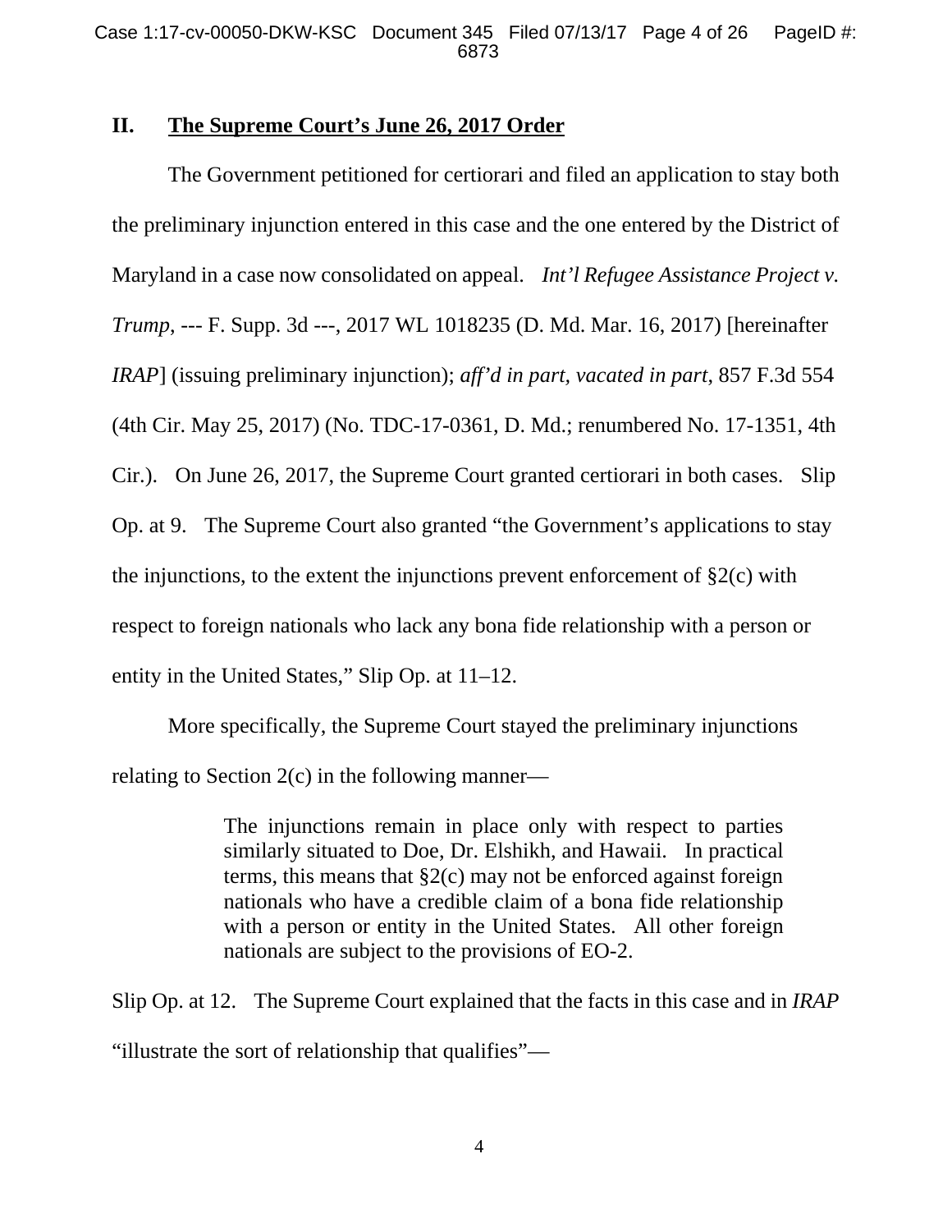## II. The Supreme Court's June 26, 2017 Order

The Government petitioned for certiorari and filed an application to stay both the preliminary injunction entered in this case and the one entered by the District of Maryland in a case now consolidated on appeal. *Int'l Refugee Assistance Project v. Trump*, --- F. Supp. 3d ---, 2017 WL 1018235 (D. Md. Mar. 16, 2017) [hereinafter *IRAP*] (issuing preliminary injunction); *aff'd in part, vacated in part*, 857 F.3d 554 (4th Cir. May 25, 2017) (No. TDC-17-0361, D. Md.; renumbered No. 17-1351, 4th Cir.). On June 26, 2017, the Supreme Court granted certiorari in both cases. Slip Op. at 9. The Supreme Court also granted "the Government's applications to stay the injunctions, to the extent the injunctions prevent enforcement of §2(c) with respect to foreign nationals who lack any bona fide relationship with a person or entity in the United States," Slip Op. at 11–12.

More specifically, the Supreme Court stayed the preliminary injunctions relating to Section 2(c) in the following manner—

> The injunctions remain in place only with respect to parties similarly situated to Doe, Dr. Elshikh, and Hawaii. In practical terms, this means that §2(c) may not be enforced against foreign nationals who have a credible claim of a bona fide relationship with a person or entity in the United States. All other foreign nationals are subject to the provisions of EO-2.

Slip Op. at 12. The Supreme Court explained that the facts in this case and in *IRAP* "illustrate the sort of relationship that qualifies"—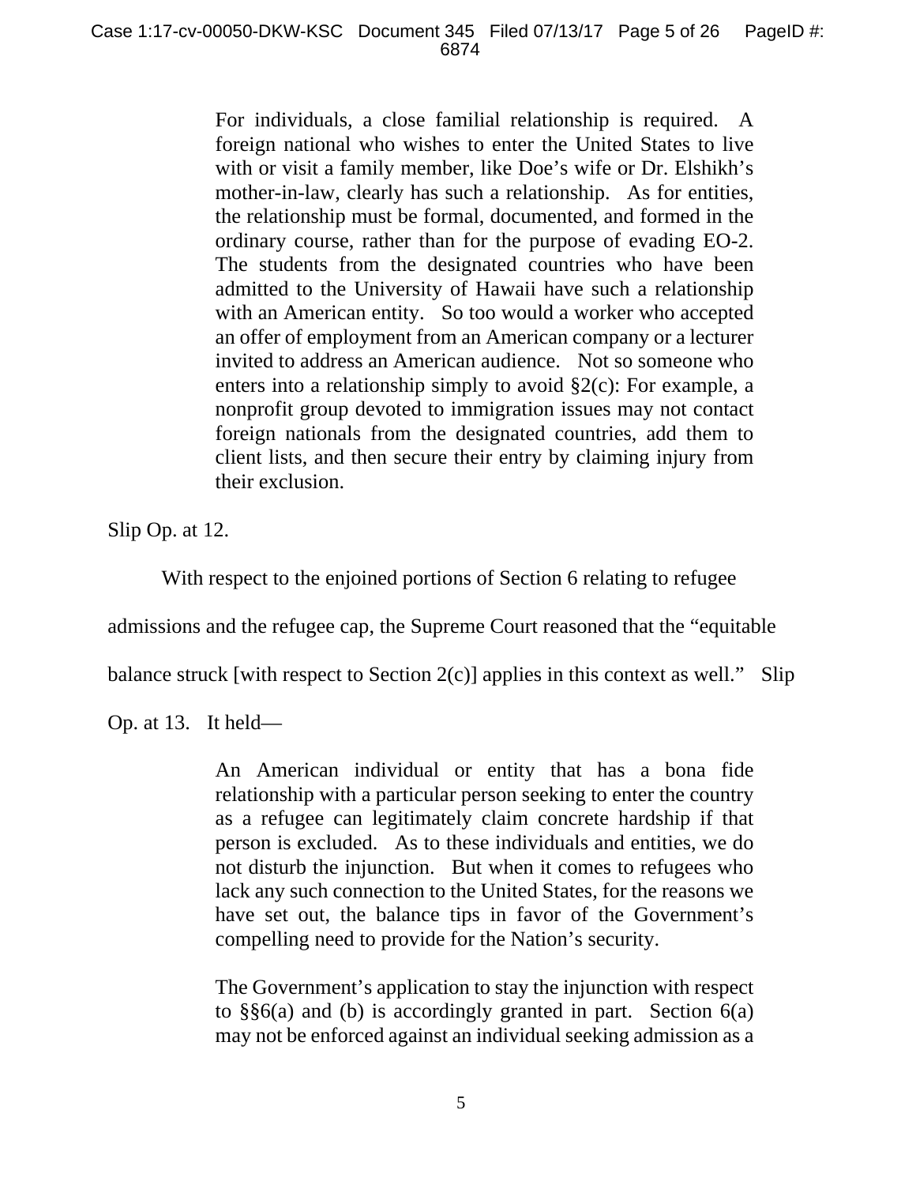> For individuals, a close familial relationship is required. A foreign national who wishes to enter the United States to live with or visit a family member, like Doe's wife or Dr. Elshikh's mother-in-law, clearly has such a relationship. As for entities, the relationship must be formal, documented, and formed in the ordinary course, rather than for the purpose of evading EO-2. The students from the designated countries who have been admitted to the University of Hawaii have such a relationship with an American entity. So too would a worker who accepted an offer of employment from an American company or a lecturer invited to address an American audience. Not so someone who enters into a relationship simply to avoid §2(c): For example, a nonprofit group devoted to immigration issues may not contact foreign nationals from the designated countries, add them to client lists, and then secure their entry by claiming injury from their exclusion.

Slip Op. at 12.

With respect to the enjoined portions of Section 6 relating to refugee admissions and the refugee cap, the Supreme Court reasoned that the "equitable balance struck [with respect to Section 2(c)] applies in this context as well." Slip Op. at 13. It held—

> An American individual or entity that has a bona fide relationship with a particular person seeking to enter the country as a refugee can legitimately claim concrete hardship if that person is excluded. As to these individuals and entities, we do not disturb the injunction. But when it comes to refugees who lack any such connection to the United States, for the reasons we have set out, the balance tips in favor of the Government's compelling need to provide for the Nation's security.
>
> The Government's application to stay the injunction with respect to §§6(a) and (b) is accordingly granted in part. Section 6(a) may not be enforced against an individual seeking admission as a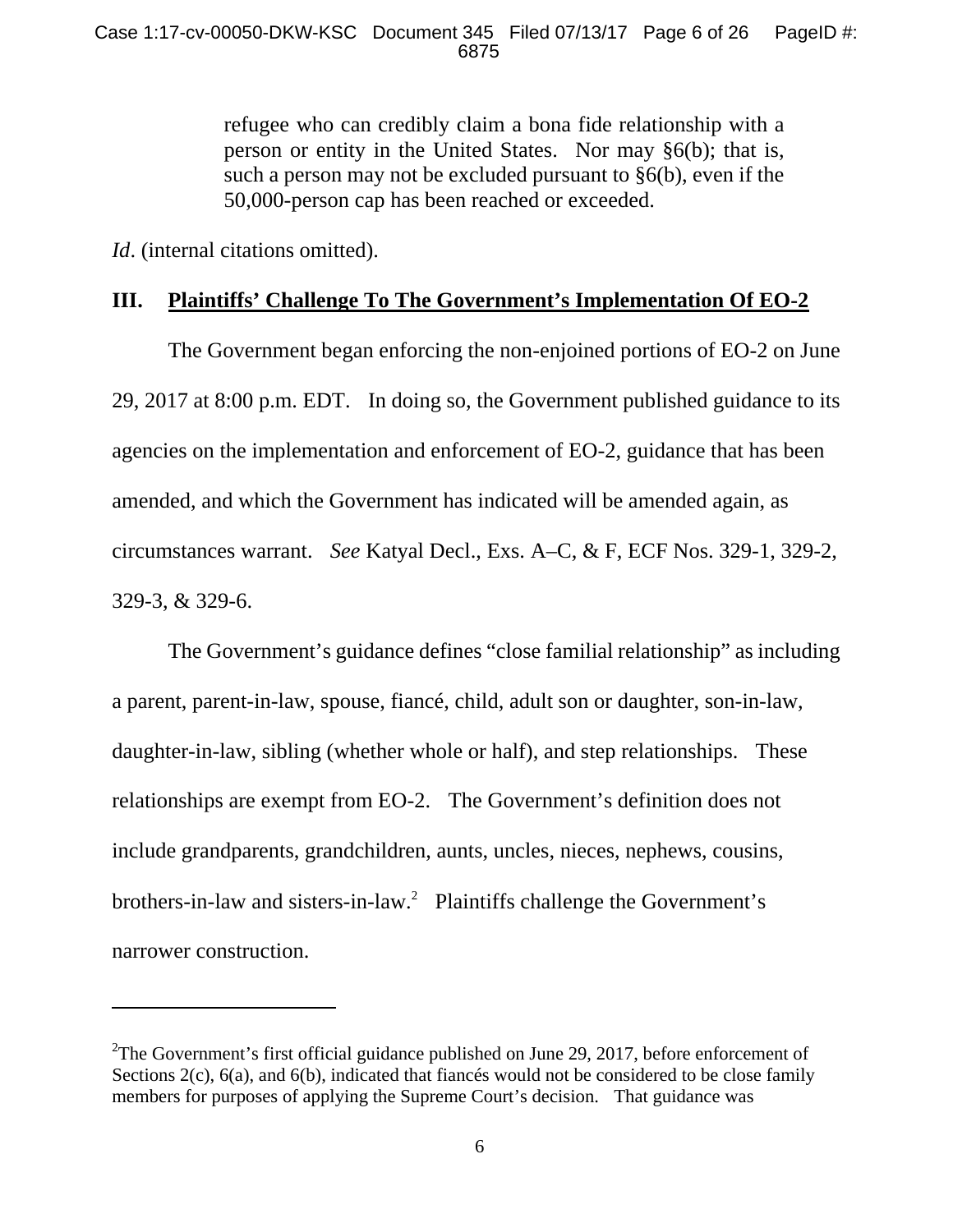> refugee who can credibly claim a bona fide relationship with a person or entity in the United States. Nor may §6(b); that is, such a person may not be excluded pursuant to §6(b), even if the 50,000-person cap has been reached or exceeded.

*Id*. (internal citations omitted).

## III. Plaintiffs' Challenge To The Government's Implementation Of EO-2

The Government began enforcing the non-enjoined portions of EO-2 on June 29, 2017 at 8:00 p.m. EDT. In doing so, the Government published guidance to its agencies on the implementation and enforcement of EO-2, guidance that has been amended, and which the Government has indicated will be amended again, as circumstances warrant. *See* Katyal Decl., Exs. A–C, & F, ECF Nos. 329-1, 329-2, 329-3, & 329-6.

The Government's guidance defines "close familial relationship" as including a parent, parent-in-law, spouse, fiancé, child, adult son or daughter, son-in-law, daughter-in-law, sibling (whether whole or half), and step relationships. These relationships are exempt from EO-2. The Government's definition does not include grandparents, grandchildren, aunts, uncles, nieces, nephews, cousins, brothers-in-law and sisters-in-law.[2] Plaintiffs challenge the Government's narrower construction.

---

[2]The Government's first official guidance published on June 29, 2017, before enforcement of Sections 2(c), 6(a), and 6(b), indicated that fiancés would not be considered to be close family members for purposes of applying the Supreme Court's decision. That guidance was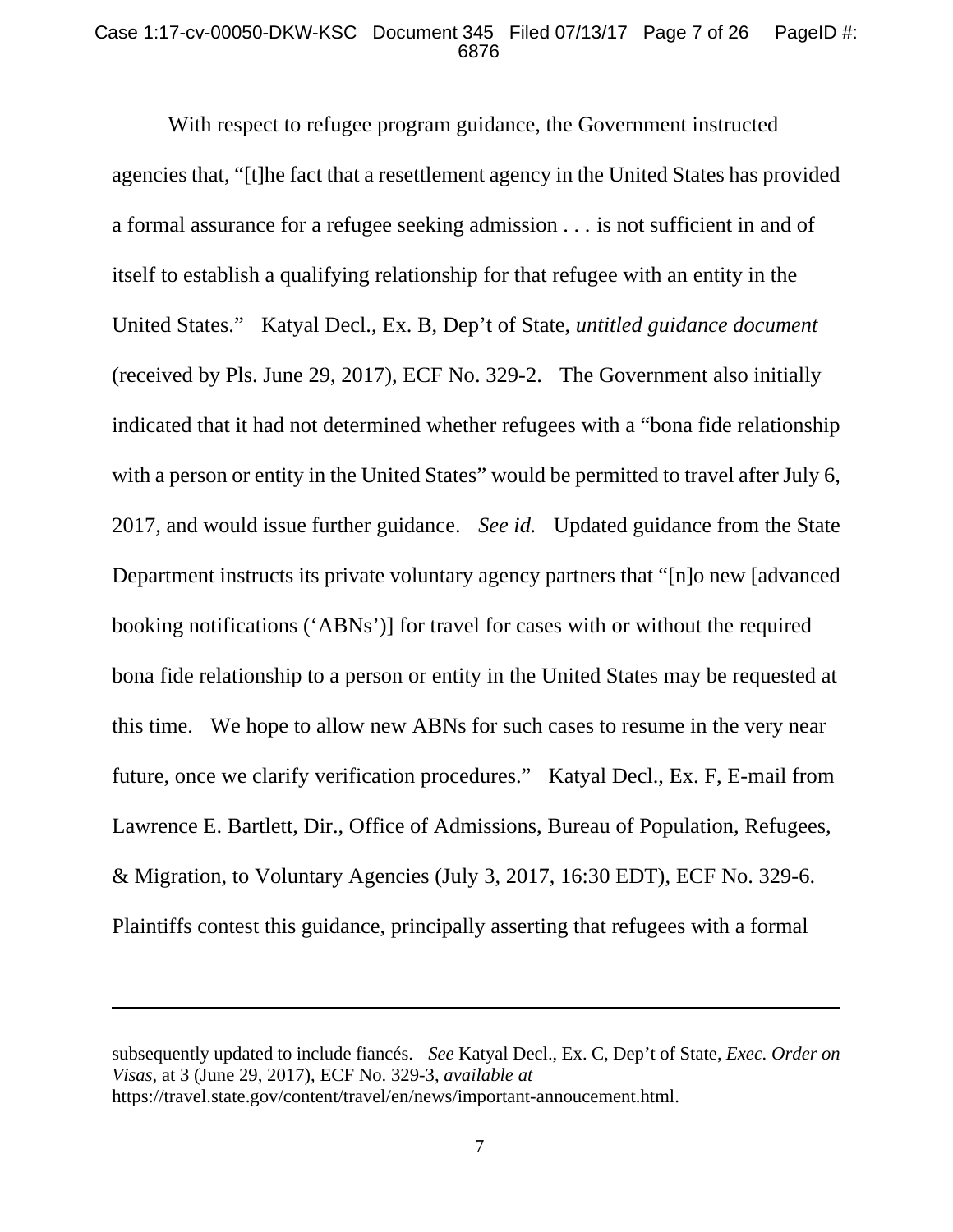With respect to refugee program guidance, the Government instructed agencies that, "[t]he fact that a resettlement agency in the United States has provided a formal assurance for a refugee seeking admission . . . is not sufficient in and of itself to establish a qualifying relationship for that refugee with an entity in the United States." Katyal Decl., Ex. B, Dep't of State, *untitled guidance document* (received by Pls. June 29, 2017), ECF No. 329-2. The Government also initially indicated that it had not determined whether refugees with a "bona fide relationship with a person or entity in the United States" would be permitted to travel after July 6, 2017, and would issue further guidance. *See id.* Updated guidance from the State Department instructs its private voluntary agency partners that "[n]o new [advanced booking notifications ('ABNs')] for travel for cases with or without the required bona fide relationship to a person or entity in the United States may be requested at this time. We hope to allow new ABNs for such cases to resume in the very near future, once we clarify verification procedures." Katyal Decl., Ex. F, E-mail from Lawrence E. Bartlett, Dir., Office of Admissions, Bureau of Population, Refugees, & Migration, to Voluntary Agencies (July 3, 2017, 16:30 EDT), ECF No. 329-6. Plaintiffs contest this guidance, principally asserting that refugees with a formal

---

subsequently updated to include fiancés. *See* Katyal Decl., Ex. C, Dep't of State, *Exec. Order on Visas*, at 3 (June 29, 2017), ECF No. 329-3, *available at* https://travel.state.gov/content/travel/en/news/important-annoucement.html.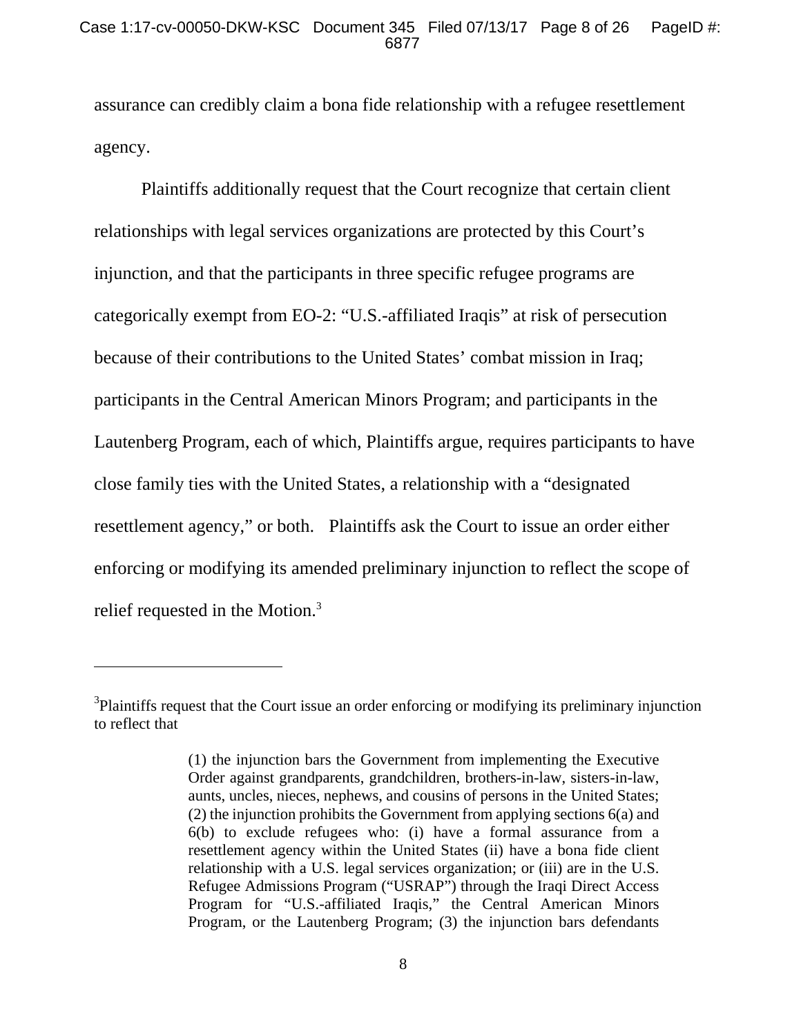assurance can credibly claim a bona fide relationship with a refugee resettlement agency.

Plaintiffs additionally request that the Court recognize that certain client relationships with legal services organizations are protected by this Court's injunction, and that the participants in three specific refugee programs are categorically exempt from EO-2: "U.S.-affiliated Iraqis" at risk of persecution because of their contributions to the United States' combat mission in Iraq; participants in the Central American Minors Program; and participants in the Lautenberg Program, each of which, Plaintiffs argue, requires participants to have close family ties with the United States, a relationship with a "designated resettlement agency," or both. Plaintiffs ask the Court to issue an order either enforcing or modifying its amended preliminary injunction to reflect the scope of relief requested in the Motion.[3]

---

[3] Plaintiffs request that the Court issue an order enforcing or modifying its preliminary injunction to reflect that

> (1) the injunction bars the Government from implementing the Executive Order against grandparents, grandchildren, brothers-in-law, sisters-in-law, aunts, uncles, nieces, nephews, and cousins of persons in the United States; (2) the injunction prohibits the Government from applying sections 6(a) and 6(b) to exclude refugees who: (i) have a formal assurance from a resettlement agency within the United States (ii) have a bona fide client relationship with a U.S. legal services organization; or (iii) are in the U.S. Refugee Admissions Program ("USRAP") through the Iraqi Direct Access Program for "U.S.-affiliated Iraqis," the Central American Minors Program, or the Lautenberg Program; (3) the injunction bars defendants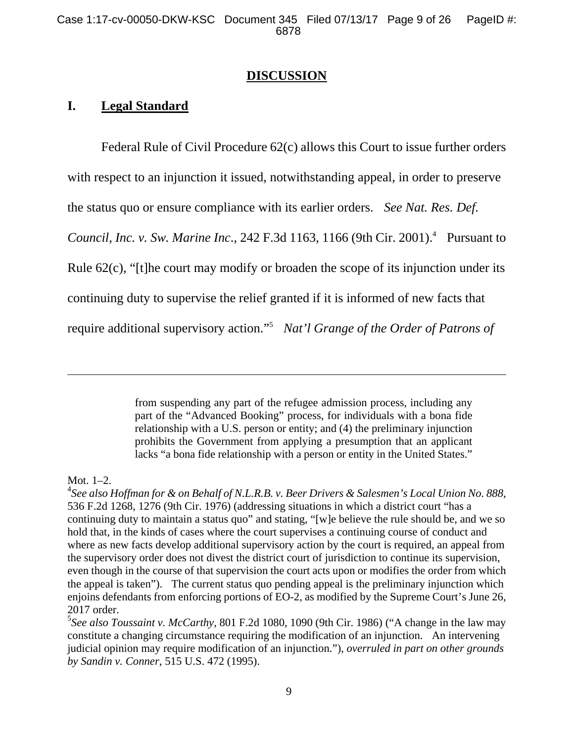## DISCUSSION

### I. Legal Standard

Federal Rule of Civil Procedure 62(c) allows this Court to issue further orders with respect to an injunction it issued, notwithstanding appeal, in order to preserve the status quo or ensure compliance with its earlier orders. *See Nat. Res. Def. Council, Inc. v. Sw. Marine Inc.*, 242 F.3d 1163, 1166 (9th Cir. 2001).[4] Pursuant to Rule 62(c), "[t]he court may modify or broaden the scope of its injunction under its continuing duty to supervise the relief granted if it is informed of new facts that require additional supervisory action."[5] *Nat'l Grange of the Order of Patrons of*

---

> from suspending any part of the refugee admission process, including any part of the "Advanced Booking" process, for individuals with a bona fide relationship with a U.S. person or entity; and (4) the preliminary injunction prohibits the Government from applying a presumption that an applicant lacks "a bona fide relationship with a person or entity in the United States."

Mot. 1–2.

[4] *See also Hoffman for & on Behalf of N.L.R.B. v. Beer Drivers & Salesmen's Local Union No. 888*, 536 F.2d 1268, 1276 (9th Cir. 1976) (addressing situations in which a district court "has a continuing duty to maintain a status quo" and stating, "[w]e believe the rule should be, and we so hold that, in the kinds of cases where the court supervises a continuing course of conduct and where as new facts develop additional supervisory action by the court is required, an appeal from the supervisory order does not divest the district court of jurisdiction to continue its supervision, even though in the course of that supervision the court acts upon or modifies the order from which the appeal is taken"). The current status quo pending appeal is the preliminary injunction which enjoins defendants from enforcing portions of EO-2, as modified by the Supreme Court's June 26, 2017 order.

[5] *See also Toussaint v. McCarthy*, 801 F.2d 1080, 1090 (9th Cir. 1986) ("A change in the law may constitute a changing circumstance requiring the modification of an injunction. An intervening judicial opinion may require modification of an injunction."), *overruled in part on other grounds by Sandin v. Conner*, 515 U.S. 472 (1995).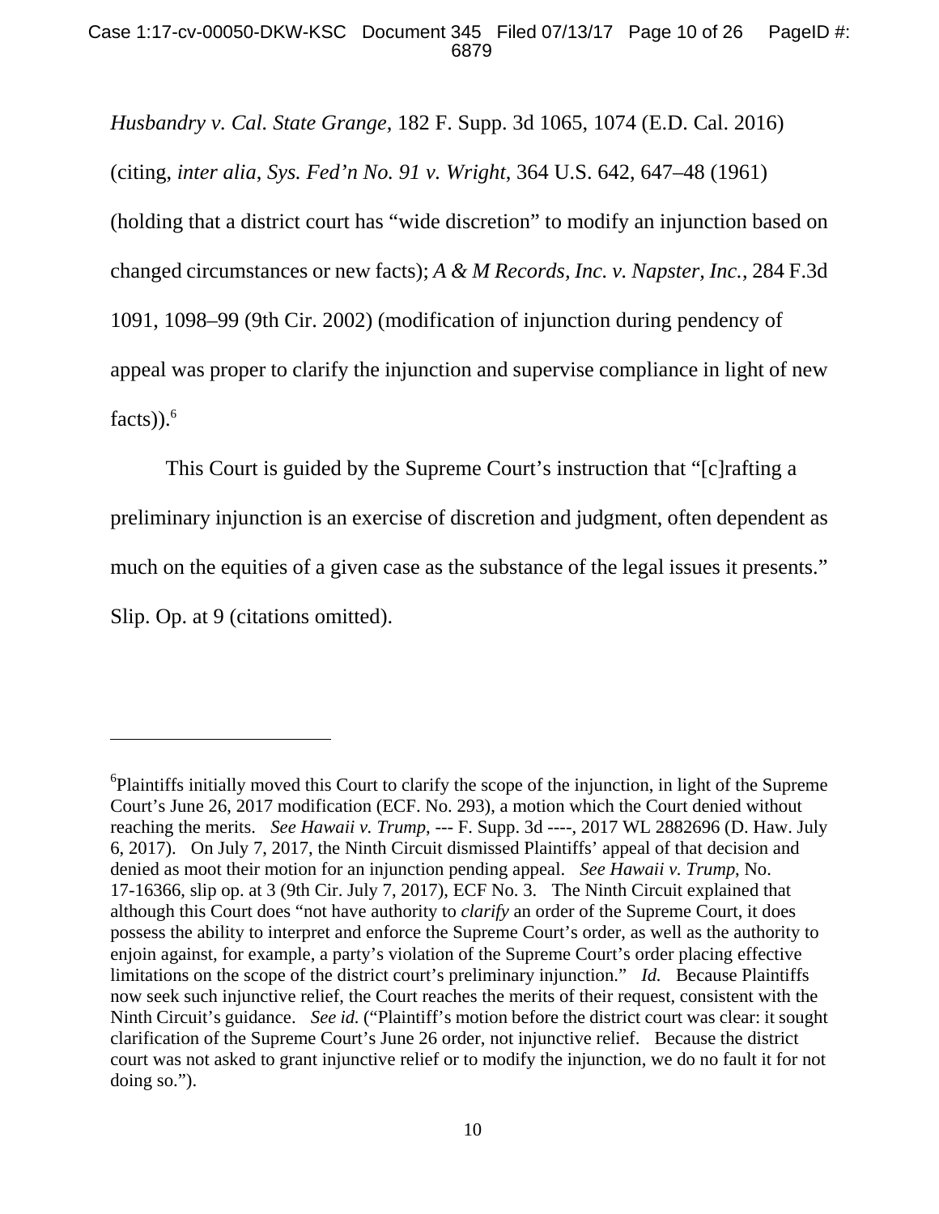*Husbandry v. Cal. State Grange*, 182 F. Supp. 3d 1065, 1074 (E.D. Cal. 2016) (citing, *inter alia*, *Sys. Fed'n No. 91 v. Wright*, 364 U.S. 642, 647–48 (1961) (holding that a district court has "wide discretion" to modify an injunction based on changed circumstances or new facts); *A & M Records, Inc. v. Napster, Inc.*, 284 F.3d 1091, 1098–99 (9th Cir. 2002) (modification of injunction during pendency of appeal was proper to clarify the injunction and supervise compliance in light of new facts)).[6]

This Court is guided by the Supreme Court's instruction that "[c]rafting a preliminary injunction is an exercise of discretion and judgment, often dependent as much on the equities of a given case as the substance of the legal issues it presents." Slip. Op. at 9 (citations omitted).

---

[6]Plaintiffs initially moved this Court to clarify the scope of the injunction, in light of the Supreme Court's June 26, 2017 modification (ECF. No. 293), a motion which the Court denied without reaching the merits. *See Hawaii v. Trump*, --- F. Supp. 3d ----, 2017 WL 2882696 (D. Haw. July 6, 2017). On July 7, 2017, the Ninth Circuit dismissed Plaintiffs' appeal of that decision and denied as moot their motion for an injunction pending appeal. *See Hawaii v. Trump*, No. 17-16366, slip op. at 3 (9th Cir. July 7, 2017), ECF No. 3. The Ninth Circuit explained that although this Court does "not have authority to *clarify* an order of the Supreme Court, it does possess the ability to interpret and enforce the Supreme Court's order, as well as the authority to enjoin against, for example, a party's violation of the Supreme Court's order placing effective limitations on the scope of the district court's preliminary injunction." *Id.* Because Plaintiffs now seek such injunctive relief, the Court reaches the merits of their request, consistent with the Ninth Circuit's guidance. *See id.* ("Plaintiff's motion before the district court was clear: it sought clarification of the Supreme Court's June 26 order, not injunctive relief. Because the district court was not asked to grant injunctive relief or to modify the injunction, we do no fault it for not doing so.").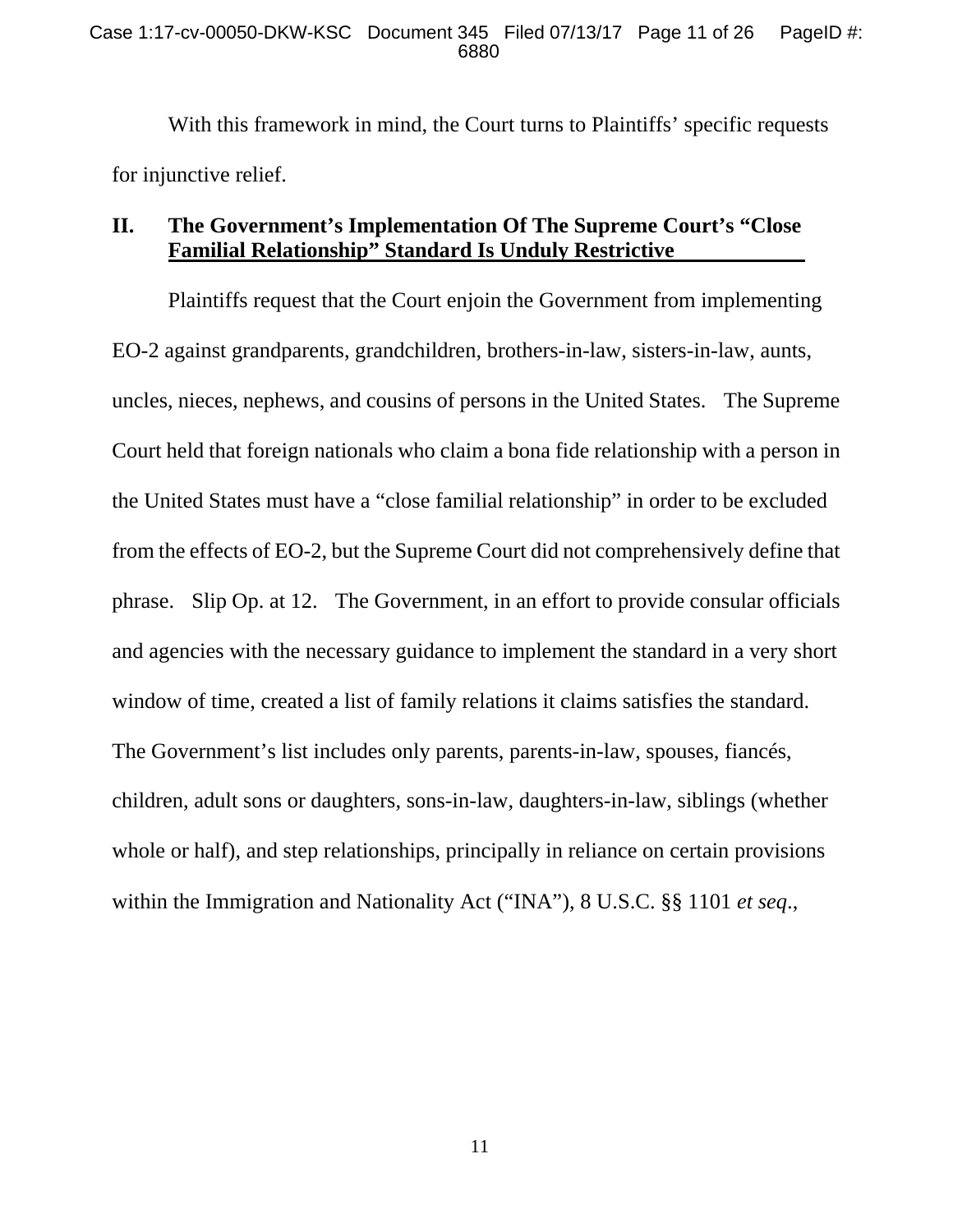With this framework in mind, the Court turns to Plaintiffs' specific requests for injunctive relief.

## II. The Government's Implementation Of The Supreme Court's "Close Familial Relationship" Standard Is Unduly Restrictive

Plaintiffs request that the Court enjoin the Government from implementing EO-2 against grandparents, grandchildren, brothers-in-law, sisters-in-law, aunts, uncles, nieces, nephews, and cousins of persons in the United States. The Supreme Court held that foreign nationals who claim a bona fide relationship with a person in the United States must have a "close familial relationship" in order to be excluded from the effects of EO-2, but the Supreme Court did not comprehensively define that phrase. Slip Op. at 12. The Government, in an effort to provide consular officials and agencies with the necessary guidance to implement the standard in a very short window of time, created a list of family relations it claims satisfies the standard. The Government's list includes only parents, parents-in-law, spouses, fiancés, children, adult sons or daughters, sons-in-law, daughters-in-law, siblings (whether whole or half), and step relationships, principally in reliance on certain provisions within the Immigration and Nationality Act ("INA"), 8 U.S.C. §§ 1101 *et seq.*,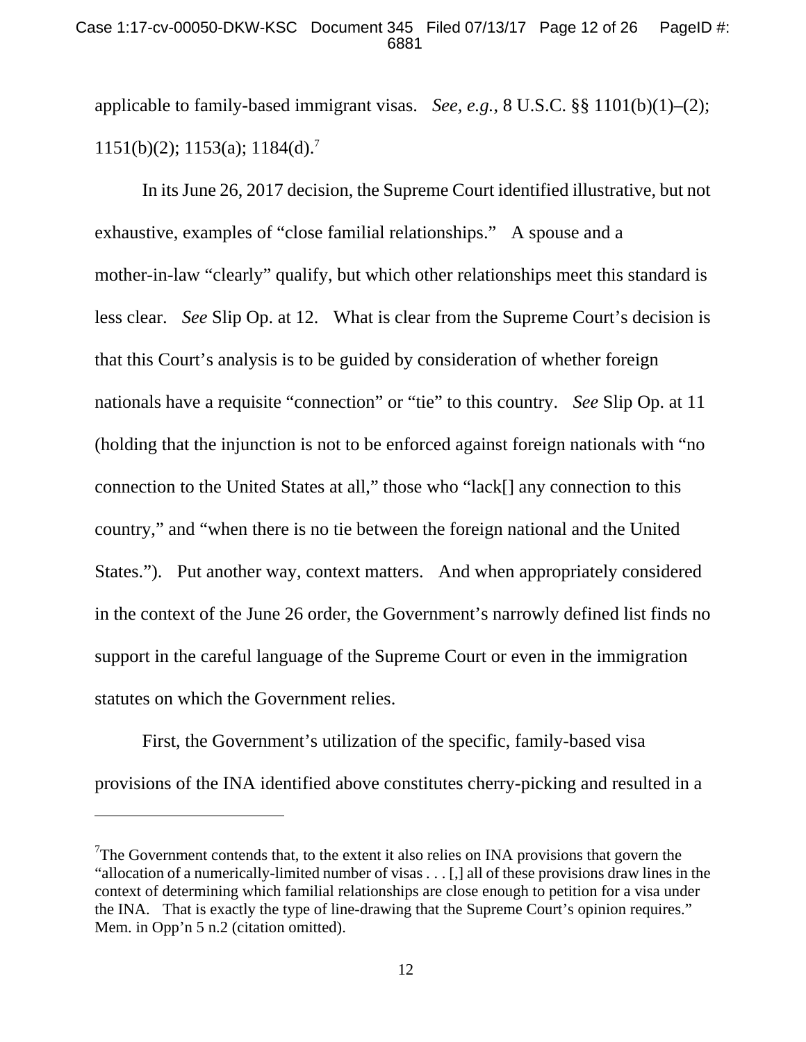applicable to family-based immigrant visas. *See*, *e.g.*, 8 U.S.C. §§ 1101(b)(1)–(2); 1151(b)(2); 1153(a); 1184(d).[7]

In its June 26, 2017 decision, the Supreme Court identified illustrative, but not exhaustive, examples of "close familial relationships." A spouse and a mother-in-law "clearly" qualify, but which other relationships meet this standard is less clear. *See* Slip Op. at 12. What is clear from the Supreme Court's decision is that this Court's analysis is to be guided by consideration of whether foreign nationals have a requisite "connection" or "tie" to this country. *See* Slip Op. at 11 (holding that the injunction is not to be enforced against foreign nationals with "no connection to the United States at all," those who "lack[] any connection to this country," and "when there is no tie between the foreign national and the United States."). Put another way, context matters. And when appropriately considered in the context of the June 26 order, the Government's narrowly defined list finds no support in the careful language of the Supreme Court or even in the immigration statutes on which the Government relies.

First, the Government's utilization of the specific, family-based visa provisions of the INA identified above constitutes cherry-picking and resulted in a

---

[7]The Government contends that, to the extent it also relies on INA provisions that govern the "allocation of a numerically-limited number of visas . . . [,] all of these provisions draw lines in the context of determining which familial relationships are close enough to petition for a visa under the INA. That is exactly the type of line-drawing that the Supreme Court's opinion requires." Mem. in Opp'n 5 n.2 (citation omitted).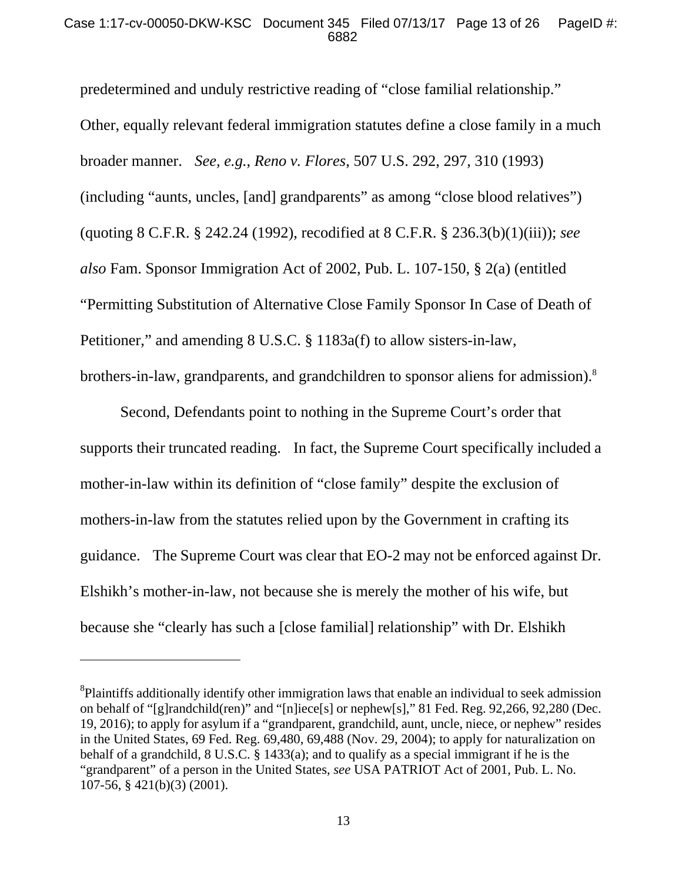predetermined and unduly restrictive reading of "close familial relationship." Other, equally relevant federal immigration statutes define a close family in a much broader manner. *See, e.g.*, *Reno v. Flores*, 507 U.S. 292, 297, 310 (1993) (including "aunts, uncles, [and] grandparents" as among "close blood relatives") (quoting 8 C.F.R. § 242.24 (1992), recodified at 8 C.F.R. § 236.3(b)(1)(iii)); *see also* Fam. Sponsor Immigration Act of 2002, Pub. L. 107-150, § 2(a) (entitled "Permitting Substitution of Alternative Close Family Sponsor In Case of Death of Petitioner," and amending 8 U.S.C. § 1183a(f) to allow sisters-in-law, brothers-in-law, grandparents, and grandchildren to sponsor aliens for admission).[8]

Second, Defendants point to nothing in the Supreme Court's order that supports their truncated reading. In fact, the Supreme Court specifically included a mother-in-law within its definition of "close family" despite the exclusion of mothers-in-law from the statutes relied upon by the Government in crafting its guidance. The Supreme Court was clear that EO-2 may not be enforced against Dr. Elshikh's mother-in-law, not because she is merely the mother of his wife, but because she "clearly has such a [close familial] relationship" with Dr. Elshikh

---

[8]Plaintiffs additionally identify other immigration laws that enable an individual to seek admission on behalf of "[g]randchild(ren)" and "[n]iece[s] or nephew[s]," 81 Fed. Reg. 92,266, 92,280 (Dec. 19, 2016); to apply for asylum if a "grandparent, grandchild, aunt, uncle, niece, or nephew" resides in the United States, 69 Fed. Reg. 69,480, 69,488 (Nov. 29, 2004); to apply for naturalization on behalf of a grandchild, 8 U.S.C. § 1433(a); and to qualify as a special immigrant if he is the "grandparent" of a person in the United States, *see* USA PATRIOT Act of 2001, Pub. L. No. 107-56, § 421(b)(3) (2001).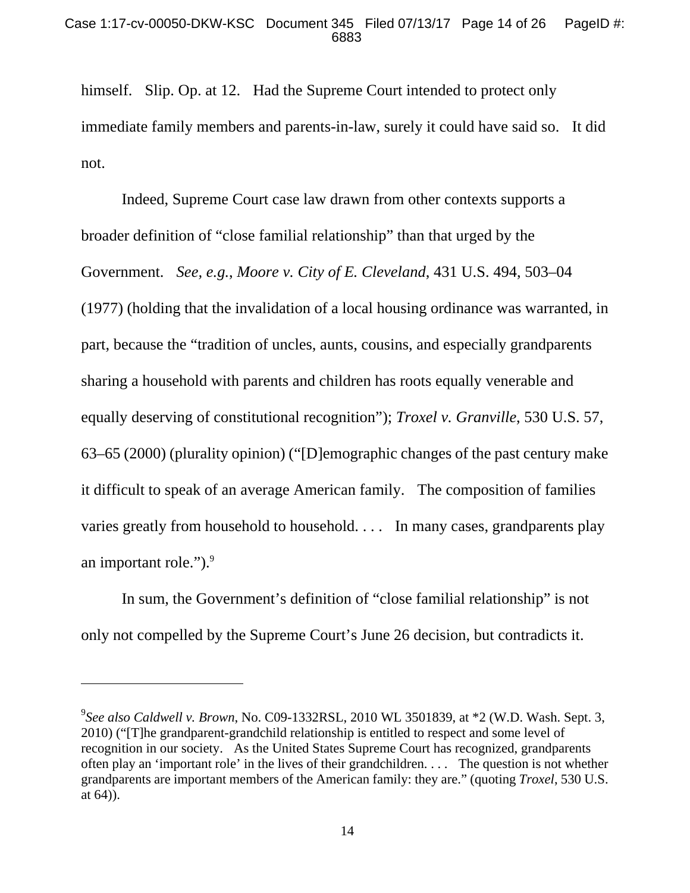himself. Slip. Op. at 12. Had the Supreme Court intended to protect only immediate family members and parents-in-law, surely it could have said so. It did not.

Indeed, Supreme Court case law drawn from other contexts supports a broader definition of "close familial relationship" than that urged by the Government. *See, e.g.*, *Moore v. City of E. Cleveland*, 431 U.S. 494, 503–04 (1977) (holding that the invalidation of a local housing ordinance was warranted, in part, because the "tradition of uncles, aunts, cousins, and especially grandparents sharing a household with parents and children has roots equally venerable and equally deserving of constitutional recognition"); *Troxel v. Granville*, 530 U.S. 57, 63–65 (2000) (plurality opinion) ("[D]emographic changes of the past century make it difficult to speak of an average American family. The composition of families varies greatly from household to household. . . . In many cases, grandparents play an important role.").[9]

In sum, the Government's definition of "close familial relationship" is not only not compelled by the Supreme Court's June 26 decision, but contradicts it.

---

[9]*See also Caldwell v. Brown*, No. C09-1332RSL, 2010 WL 3501839, at *2 (W.D. Wash. Sept. 3, 2010) ("[T]he grandparent-grandchild relationship is entitled to respect and some level of recognition in our society. As the United States Supreme Court has recognized, grandparents often play an 'important role' in the lives of their grandchildren. . . . The question is not whether grandparents are important members of the American family: they are." (quoting *Troxel*, 530 U.S. at 64)).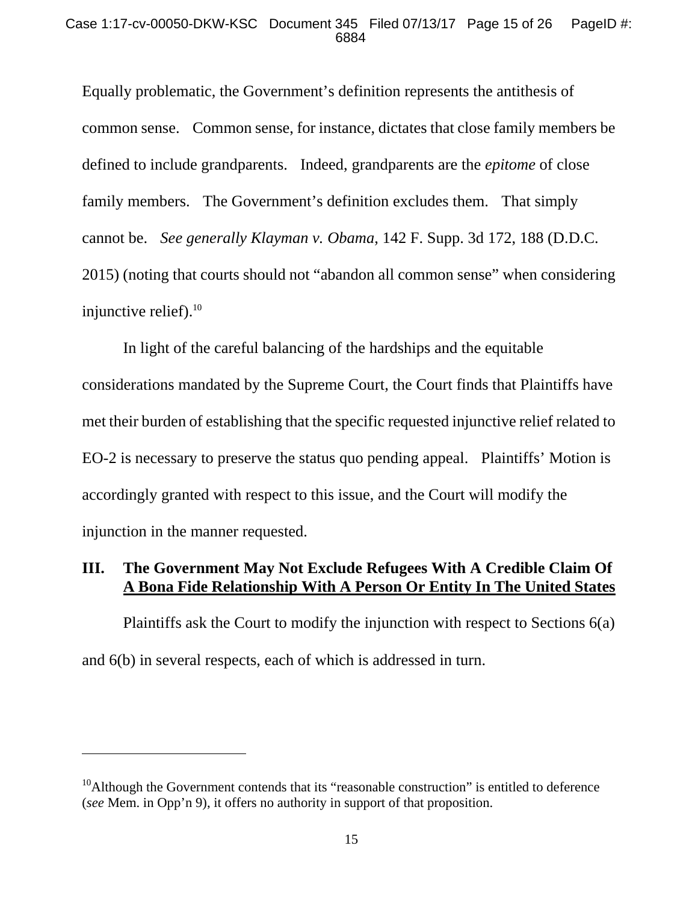Equally problematic, the Government's definition represents the antithesis of common sense. Common sense, for instance, dictates that close family members be defined to include grandparents. Indeed, grandparents are the *epitome* of close family members. The Government's definition excludes them. That simply cannot be. *See generally Klayman v. Obama*, 142 F. Supp. 3d 172, 188 (D.D.C. 2015) (noting that courts should not "abandon all common sense" when considering injunctive relief).[10]

In light of the careful balancing of the hardships and the equitable considerations mandated by the Supreme Court, the Court finds that Plaintiffs have met their burden of establishing that the specific requested injunctive relief related to EO-2 is necessary to preserve the status quo pending appeal. Plaintiffs' Motion is accordingly granted with respect to this issue, and the Court will modify the injunction in the manner requested.

## III. The Government May Not Exclude Refugees With A Credible Claim Of A Bona Fide Relationship With A Person Or Entity In The United States

Plaintiffs ask the Court to modify the injunction with respect to Sections 6(a) and 6(b) in several respects, each of which is addressed in turn.

---

[10] Although the Government contends that its "reasonable construction" is entitled to deference (*see* Mem. in Opp'n 9), it offers no authority in support of that proposition.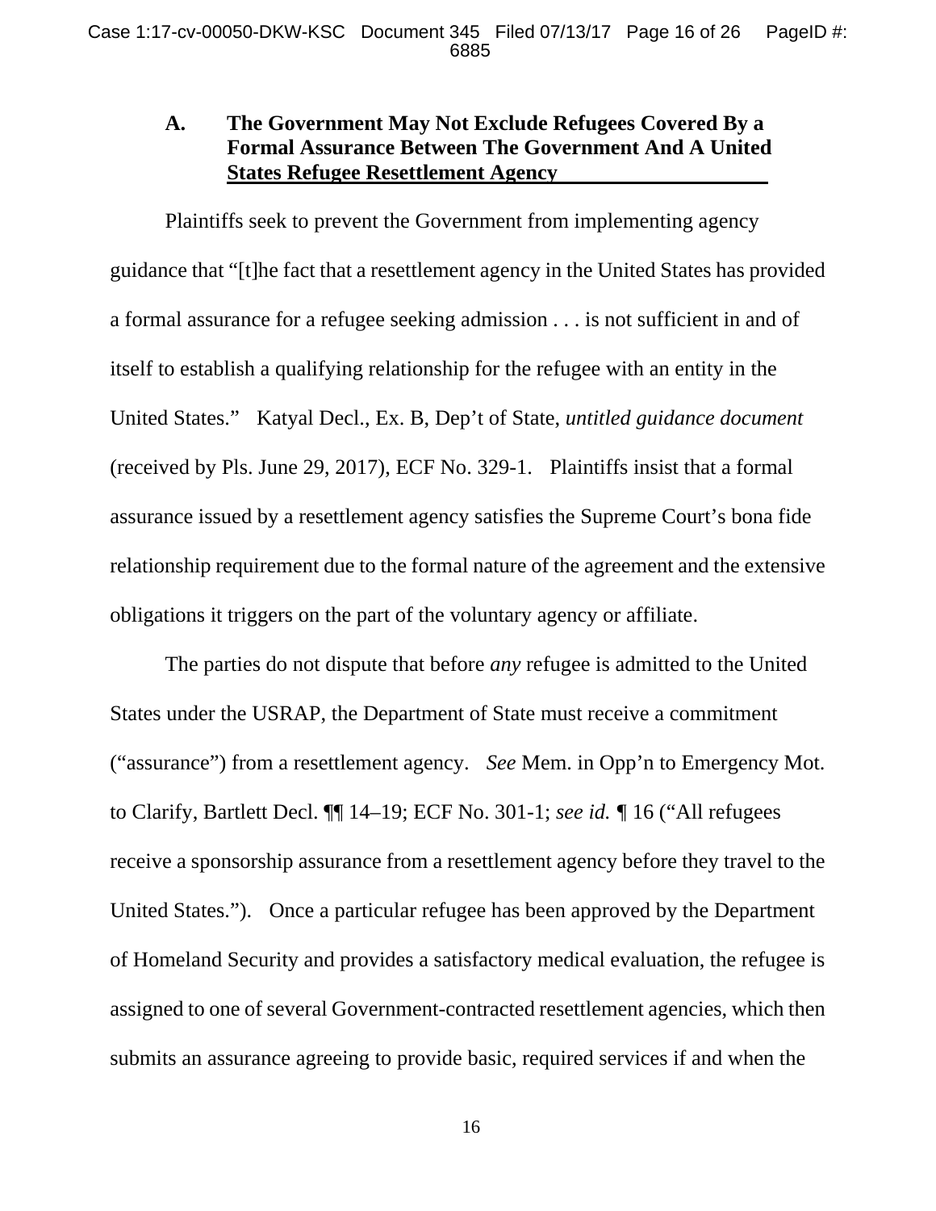### A. The Government May Not Exclude Refugees Covered By a Formal Assurance Between The Government And A United States Refugee Resettlement Agency

Plaintiffs seek to prevent the Government from implementing agency guidance that "[t]he fact that a resettlement agency in the United States has provided a formal assurance for a refugee seeking admission . . . is not sufficient in and of itself to establish a qualifying relationship for the refugee with an entity in the United States." Katyal Decl., Ex. B, Dep't of State, *untitled guidance document* (received by Pls. June 29, 2017), ECF No. 329-1. Plaintiffs insist that a formal assurance issued by a resettlement agency satisfies the Supreme Court's bona fide relationship requirement due to the formal nature of the agreement and the extensive obligations it triggers on the part of the voluntary agency or affiliate.

The parties do not dispute that before *any* refugee is admitted to the United States under the USRAP, the Department of State must receive a commitment ("assurance") from a resettlement agency. *See* Mem. in Opp'n to Emergency Mot. to Clarify, Bartlett Decl. ¶¶ 14–19; ECF No. 301-1; *see id.* ¶ 16 ("All refugees receive a sponsorship assurance from a resettlement agency before they travel to the United States."). Once a particular refugee has been approved by the Department of Homeland Security and provides a satisfactory medical evaluation, the refugee is assigned to one of several Government-contracted resettlement agencies, which then submits an assurance agreeing to provide basic, required services if and when the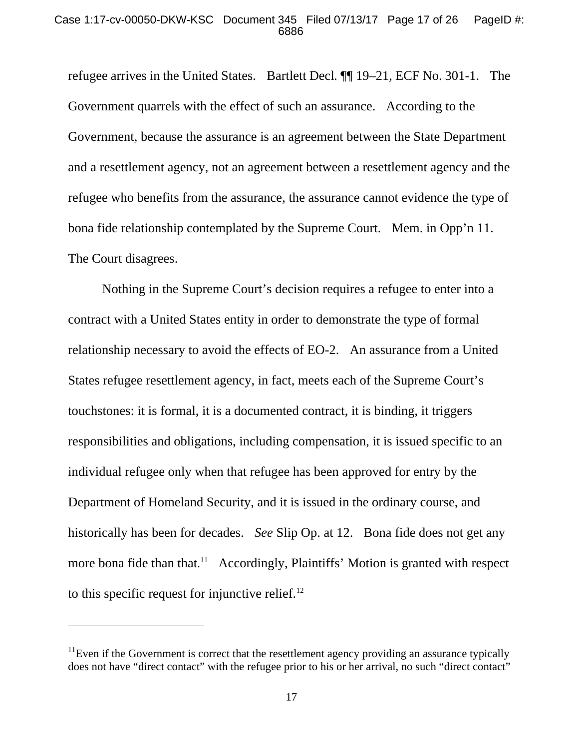refugee arrives in the United States. Bartlett Decl. ¶¶ 19–21, ECF No. 301-1. The Government quarrels with the effect of such an assurance. According to the Government, because the assurance is an agreement between the State Department and a resettlement agency, not an agreement between a resettlement agency and the refugee who benefits from the assurance, the assurance cannot evidence the type of bona fide relationship contemplated by the Supreme Court. Mem. in Opp'n 11. The Court disagrees.

Nothing in the Supreme Court's decision requires a refugee to enter into a contract with a United States entity in order to demonstrate the type of formal relationship necessary to avoid the effects of EO-2. An assurance from a United States refugee resettlement agency, in fact, meets each of the Supreme Court's touchstones: it is formal, it is a documented contract, it is binding, it triggers responsibilities and obligations, including compensation, it is issued specific to an individual refugee only when that refugee has been approved for entry by the Department of Homeland Security, and it is issued in the ordinary course, and historically has been for decades. *See* Slip Op. at 12. Bona fide does not get any more bona fide than that.[11] Accordingly, Plaintiffs' Motion is granted with respect to this specific request for injunctive relief.[12]

---

[11]Even if the Government is correct that the resettlement agency providing an assurance typically does not have "direct contact" with the refugee prior to his or her arrival, no such "direct contact"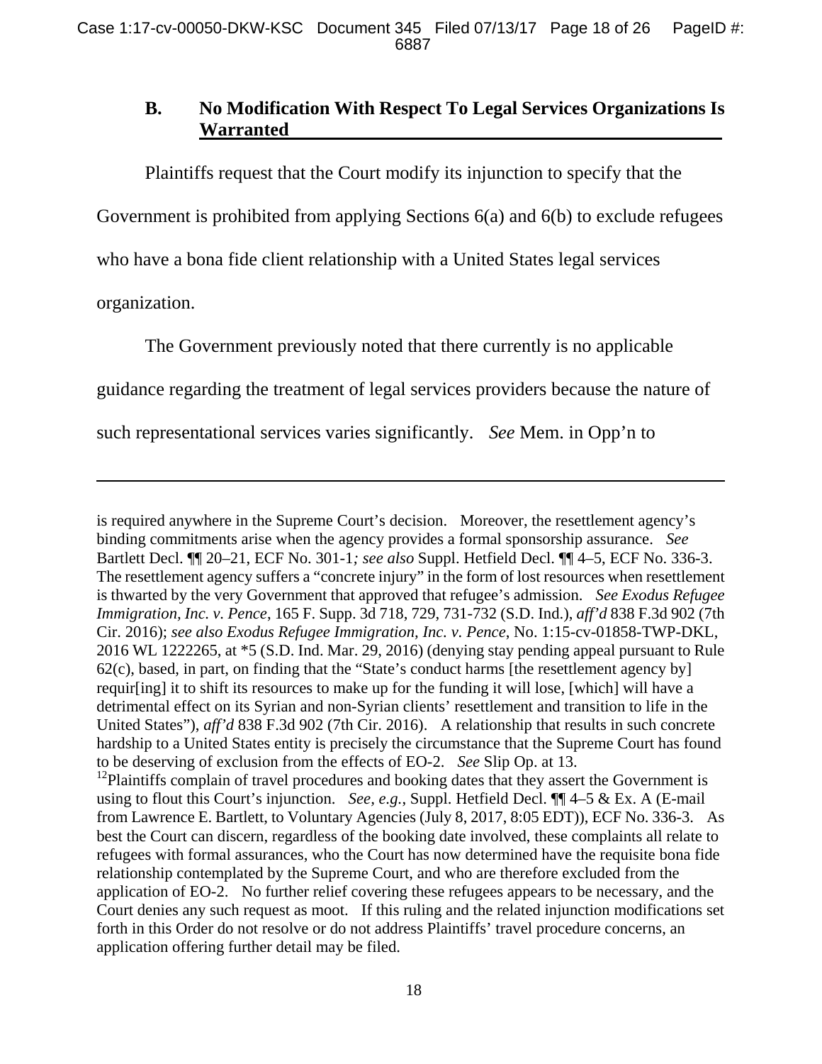### B. No Modification With Respect To Legal Services Organizations Is Warranted

Plaintiffs request that the Court modify its injunction to specify that the Government is prohibited from applying Sections 6(a) and 6(b) to exclude refugees who have a bona fide client relationship with a United States legal services organization.

The Government previously noted that there currently is no applicable guidance regarding the treatment of legal services providers because the nature of such representational services varies significantly. *See* Mem. in Opp'n to

---

is required anywhere in the Supreme Court's decision. Moreover, the resettlement agency's binding commitments arise when the agency provides a formal sponsorship assurance. *See* Bartlett Decl. ¶¶ 20–21, ECF No. 301-1*; see also* Suppl. Hetfield Decl. ¶¶ 4–5, ECF No. 336-3. The resettlement agency suffers a "concrete injury" in the form of lost resources when resettlement is thwarted by the very Government that approved that refugee's admission. *See Exodus Refugee Immigration, Inc. v. Pence*, 165 F. Supp. 3d 718, 729, 731-732 (S.D. Ind.), *aff'd* 838 F.3d 902 (7th Cir. 2016); *see also Exodus Refugee Immigration, Inc. v. Pence*, No. 1:15-cv-01858-TWP-DKL, 2016 WL 1222265, at *5 (S.D. Ind. Mar. 29, 2016) (denying stay pending appeal pursuant to Rule 62(c), based, in part, on finding that the "State's conduct harms [the resettlement agency by] requir[ing] it to shift its resources to make up for the funding it will lose, [which] will have a detrimental effect on its Syrian and non-Syrian clients' resettlement and transition to life in the United States"), *aff'd* 838 F.3d 902 (7th Cir. 2016). A relationship that results in such concrete hardship to a United States entity is precisely the circumstance that the Supreme Court has found to be deserving of exclusion from the effects of EO-2. *See* Slip Op. at 13.

[12] Plaintiffs complain of travel procedures and booking dates that they assert the Government is using to flout this Court's injunction. *See, e.g.*, Suppl. Hetfield Decl. ¶¶ 4–5 & Ex. A (E-mail from Lawrence E. Bartlett, to Voluntary Agencies (July 8, 2017, 8:05 EDT)), ECF No. 336-3. As best the Court can discern, regardless of the booking date involved, these complaints all relate to refugees with formal assurances, who the Court has now determined have the requisite bona fide relationship contemplated by the Supreme Court, and who are therefore excluded from the application of EO-2. No further relief covering these refugees appears to be necessary, and the Court denies any such request as moot. If this ruling and the related injunction modifications set forth in this Order do not resolve or do not address Plaintiffs' travel procedure concerns, an application offering further detail may be filed.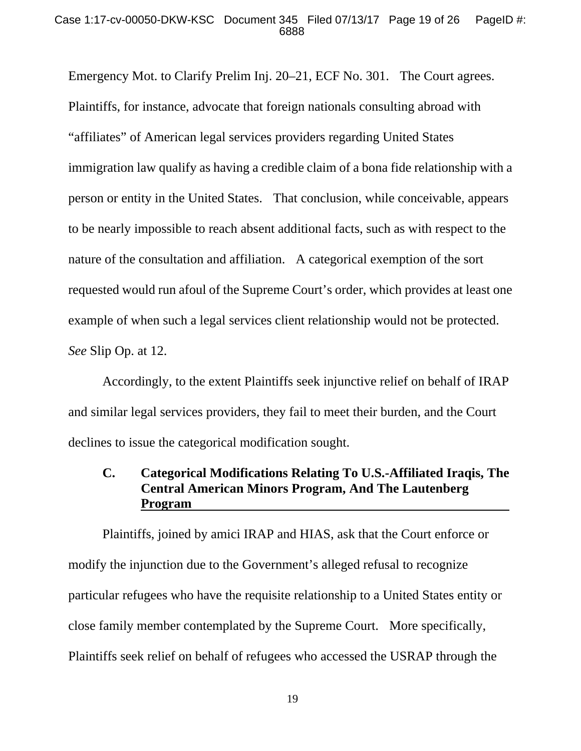Emergency Mot. to Clarify Prelim Inj. 20–21, ECF No. 301. The Court agrees. Plaintiffs, for instance, advocate that foreign nationals consulting abroad with "affiliates" of American legal services providers regarding United States immigration law qualify as having a credible claim of a bona fide relationship with a person or entity in the United States. That conclusion, while conceivable, appears to be nearly impossible to reach absent additional facts, such as with respect to the nature of the consultation and affiliation. A categorical exemption of the sort requested would run afoul of the Supreme Court's order, which provides at least one example of when such a legal services client relationship would not be protected. *See* Slip Op. at 12.

Accordingly, to the extent Plaintiffs seek injunctive relief on behalf of IRAP and similar legal services providers, they fail to meet their burden, and the Court declines to issue the categorical modification sought.

### C. Categorical Modifications Relating To U.S.-Affiliated Iraqis, The Central American Minors Program, And The Lautenberg Program

Plaintiffs, joined by amici IRAP and HIAS, ask that the Court enforce or modify the injunction due to the Government's alleged refusal to recognize particular refugees who have the requisite relationship to a United States entity or close family member contemplated by the Supreme Court. More specifically, Plaintiffs seek relief on behalf of refugees who accessed the USRAP through the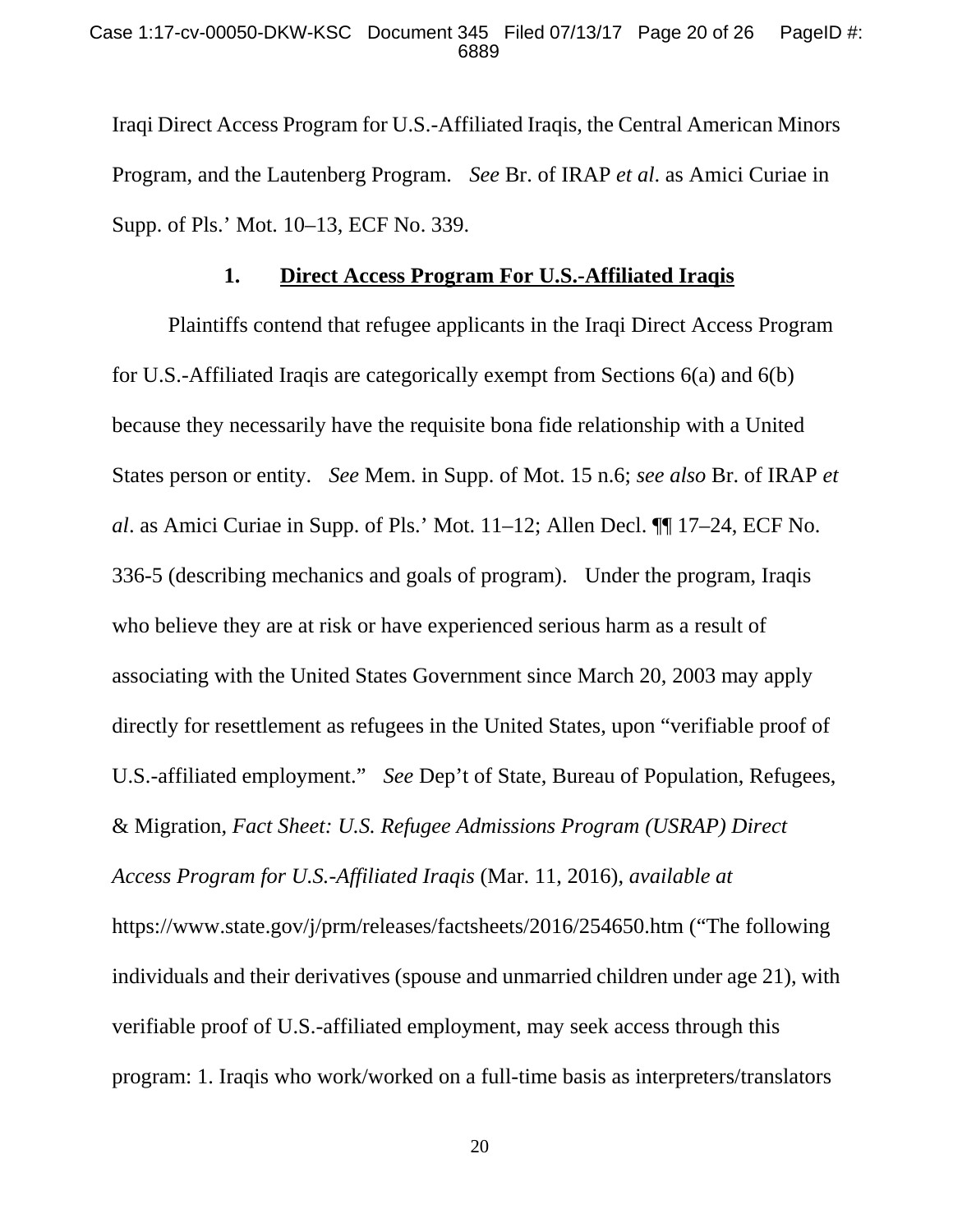Iraqi Direct Access Program for U.S.-Affiliated Iraqis, the Central American Minors Program, and the Lautenberg Program. *See* Br. of IRAP *et al*. as Amici Curiae in Supp. of Pls.' Mot. 10–13, ECF No. 339.

### 1. Direct Access Program For U.S.-Affiliated Iraqis

Plaintiffs contend that refugee applicants in the Iraqi Direct Access Program for U.S.-Affiliated Iraqis are categorically exempt from Sections 6(a) and 6(b) because they necessarily have the requisite bona fide relationship with a United States person or entity. *See* Mem. in Supp. of Mot. 15 n.6; *see also* Br. of IRAP *et al*. as Amici Curiae in Supp. of Pls.' Mot. 11–12; Allen Decl. ¶¶ 17–24, ECF No. 336-5 (describing mechanics and goals of program). Under the program, Iraqis who believe they are at risk or have experienced serious harm as a result of associating with the United States Government since March 20, 2003 may apply directly for resettlement as refugees in the United States, upon "verifiable proof of U.S.-affiliated employment." *See* Dep't of State, Bureau of Population, Refugees, & Migration, *Fact Sheet: U.S. Refugee Admissions Program (USRAP) Direct Access Program for U.S.-Affiliated Iraqis* (Mar. 11, 2016), *available at* https://www.state.gov/j/prm/releases/factsheets/2016/254650.htm ("The following individuals and their derivatives (spouse and unmarried children under age 21), with verifiable proof of U.S.-affiliated employment, may seek access through this program: 1. Iraqis who work/worked on a full-time basis as interpreters/translators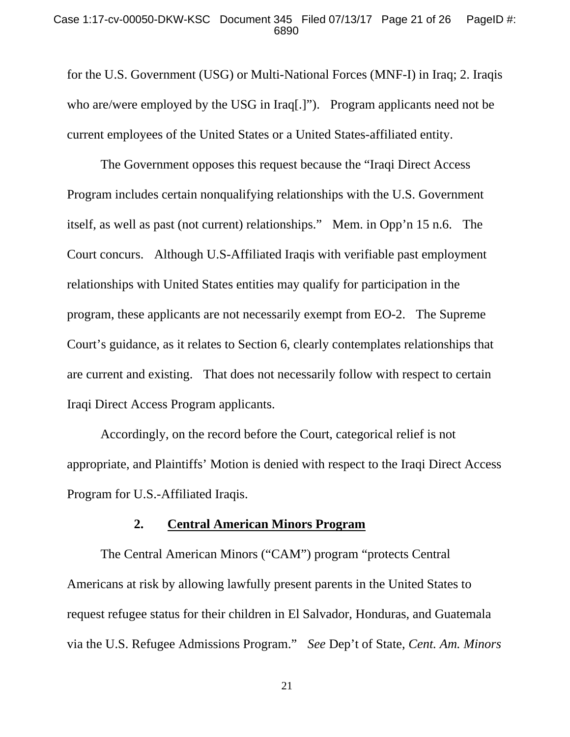for the U.S. Government (USG) or Multi-National Forces (MNF-I) in Iraq; 2. Iraqis who are/were employed by the USG in Iraq[.]"). Program applicants need not be current employees of the United States or a United States-affiliated entity.

The Government opposes this request because the "Iraqi Direct Access Program includes certain nonqualifying relationships with the U.S. Government itself, as well as past (not current) relationships." Mem. in Opp'n 15 n.6. The Court concurs. Although U.S-Affiliated Iraqis with verifiable past employment relationships with United States entities may qualify for participation in the program, these applicants are not necessarily exempt from EO-2. The Supreme Court's guidance, as it relates to Section 6, clearly contemplates relationships that are current and existing. That does not necessarily follow with respect to certain Iraqi Direct Access Program applicants.

Accordingly, on the record before the Court, categorical relief is not appropriate, and Plaintiffs' Motion is denied with respect to the Iraqi Direct Access Program for U.S.-Affiliated Iraqis.

### 2. <u>Central American Minors Program</u>

The Central American Minors ("CAM") program "protects Central Americans at risk by allowing lawfully present parents in the United States to request refugee status for their children in El Salvador, Honduras, and Guatemala via the U.S. Refugee Admissions Program." *See* Dep't of State, *Cent. Am. Minors*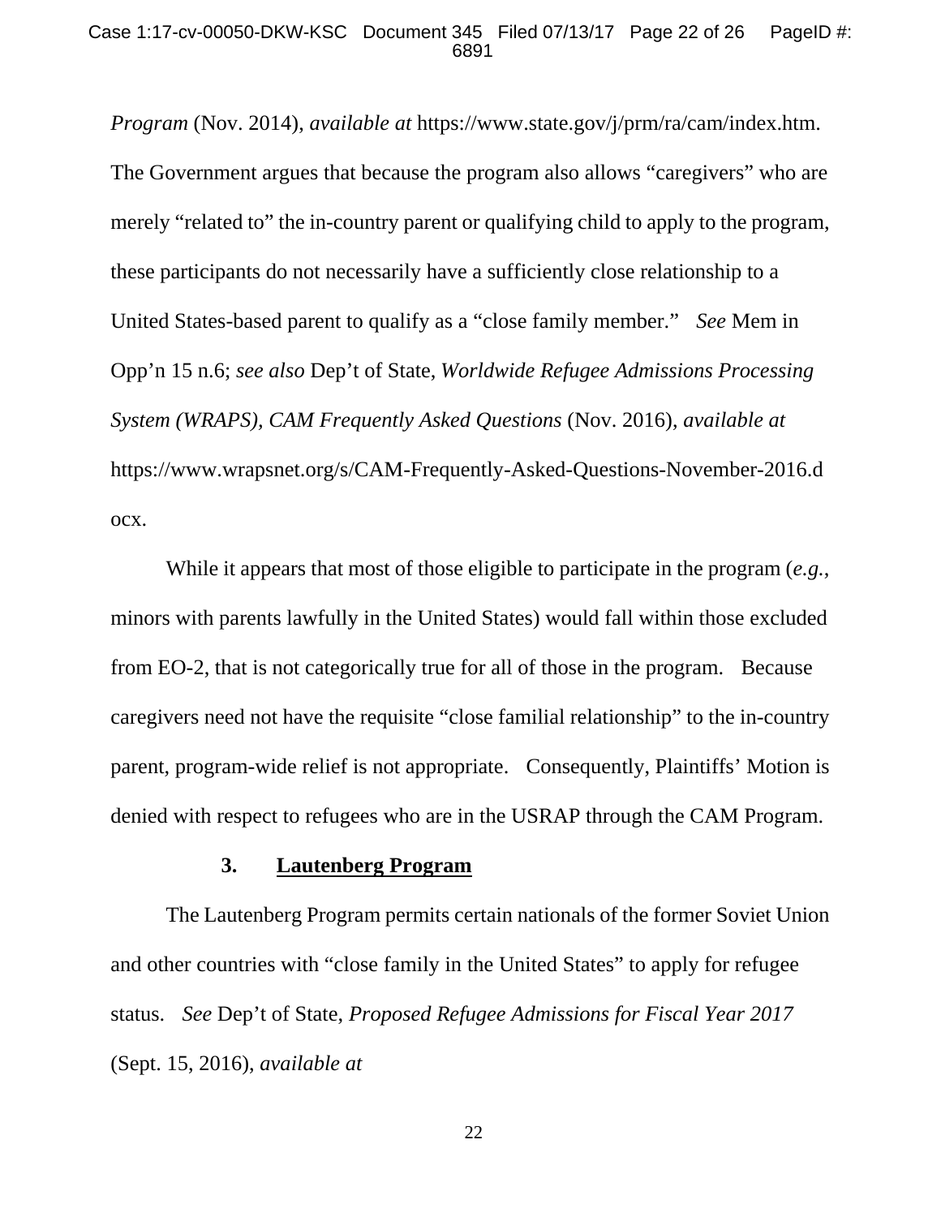*Program* (Nov. 2014), *available at* https://www.state.gov/j/prm/ra/cam/index.htm. The Government argues that because the program also allows "caregivers" who are merely "related to" the in-country parent or qualifying child to apply to the program, these participants do not necessarily have a sufficiently close relationship to a United States-based parent to qualify as a "close family member." *See* Mem in Opp'n 15 n.6; *see also* Dep't of State, *Worldwide Refugee Admissions Processing System (WRAPS), CAM Frequently Asked Questions* (Nov. 2016), *available at* https://www.wrapsnet.org/s/CAM-Frequently-Asked-Questions-November-2016.docx.

While it appears that most of those eligible to participate in the program (*e.g.*, minors with parents lawfully in the United States) would fall within those excluded from EO-2, that is not categorically true for all of those in the program. Because caregivers need not have the requisite "close familial relationship" to the in-country parent, program-wide relief is not appropriate. Consequently, Plaintiffs' Motion is denied with respect to refugees who are in the USRAP through the CAM Program.

### 3. Lautenberg Program

The Lautenberg Program permits certain nationals of the former Soviet Union and other countries with "close family in the United States" to apply for refugee status. *See* Dep't of State, *Proposed Refugee Admissions for Fiscal Year 2017* (Sept. 15, 2016), *available at*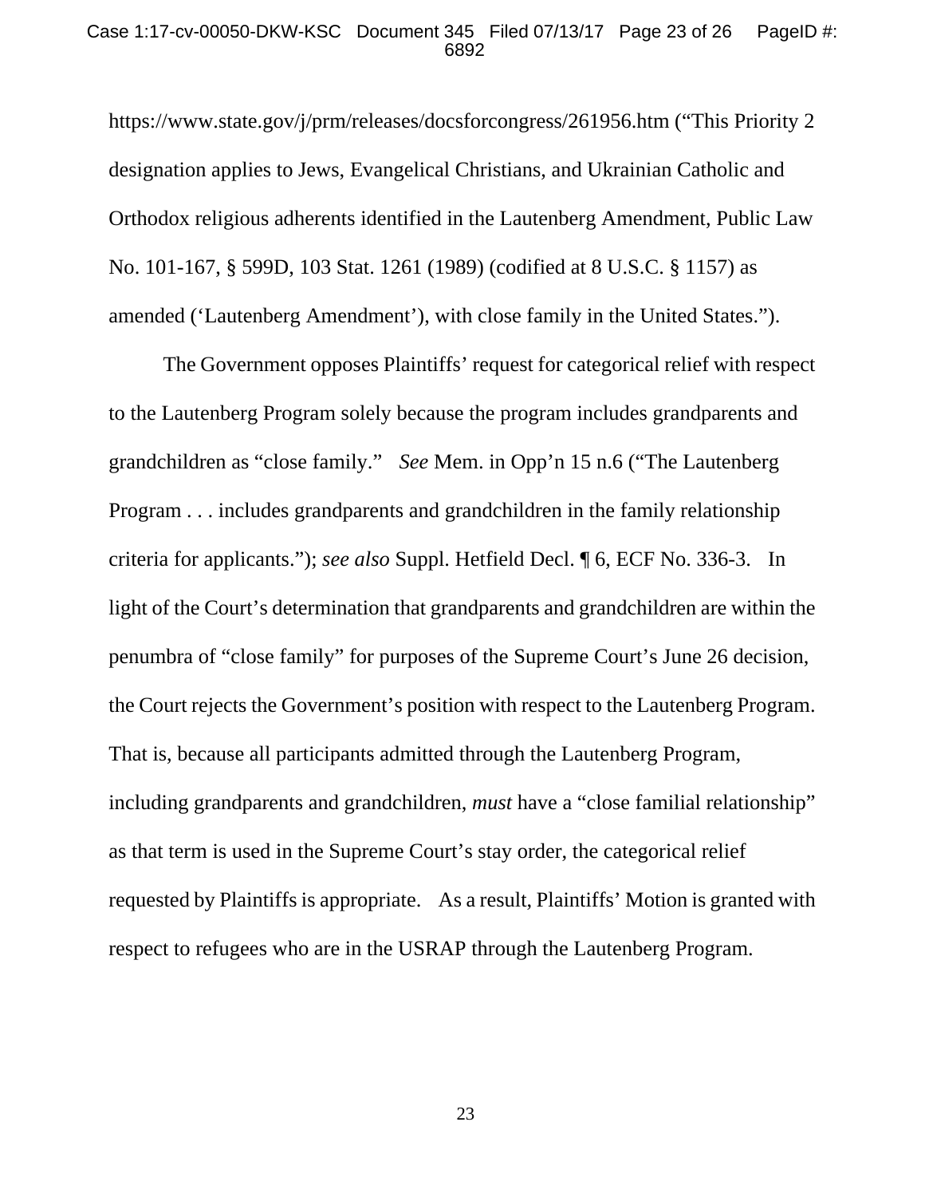https://www.state.gov/j/prm/releases/docsforcongress/261956.htm ("This Priority 2 designation applies to Jews, Evangelical Christians, and Ukrainian Catholic and Orthodox religious adherents identified in the Lautenberg Amendment, Public Law No. 101-167, § 599D, 103 Stat. 1261 (1989) (codified at 8 U.S.C. § 1157) as amended ('Lautenberg Amendment'), with close family in the United States.").

The Government opposes Plaintiffs' request for categorical relief with respect to the Lautenberg Program solely because the program includes grandparents and grandchildren as "close family." *See* Mem. in Opp'n 15 n.6 ("The Lautenberg Program . . . includes grandparents and grandchildren in the family relationship criteria for applicants."); *see also* Suppl. Hetfield Decl. ¶ 6, ECF No. 336-3. In light of the Court's determination that grandparents and grandchildren are within the penumbra of "close family" for purposes of the Supreme Court's June 26 decision, the Court rejects the Government's position with respect to the Lautenberg Program. That is, because all participants admitted through the Lautenberg Program, including grandparents and grandchildren, *must* have a "close familial relationship" as that term is used in the Supreme Court's stay order, the categorical relief requested by Plaintiffs is appropriate. As a result, Plaintiffs' Motion is granted with respect to refugees who are in the USRAP through the Lautenberg Program.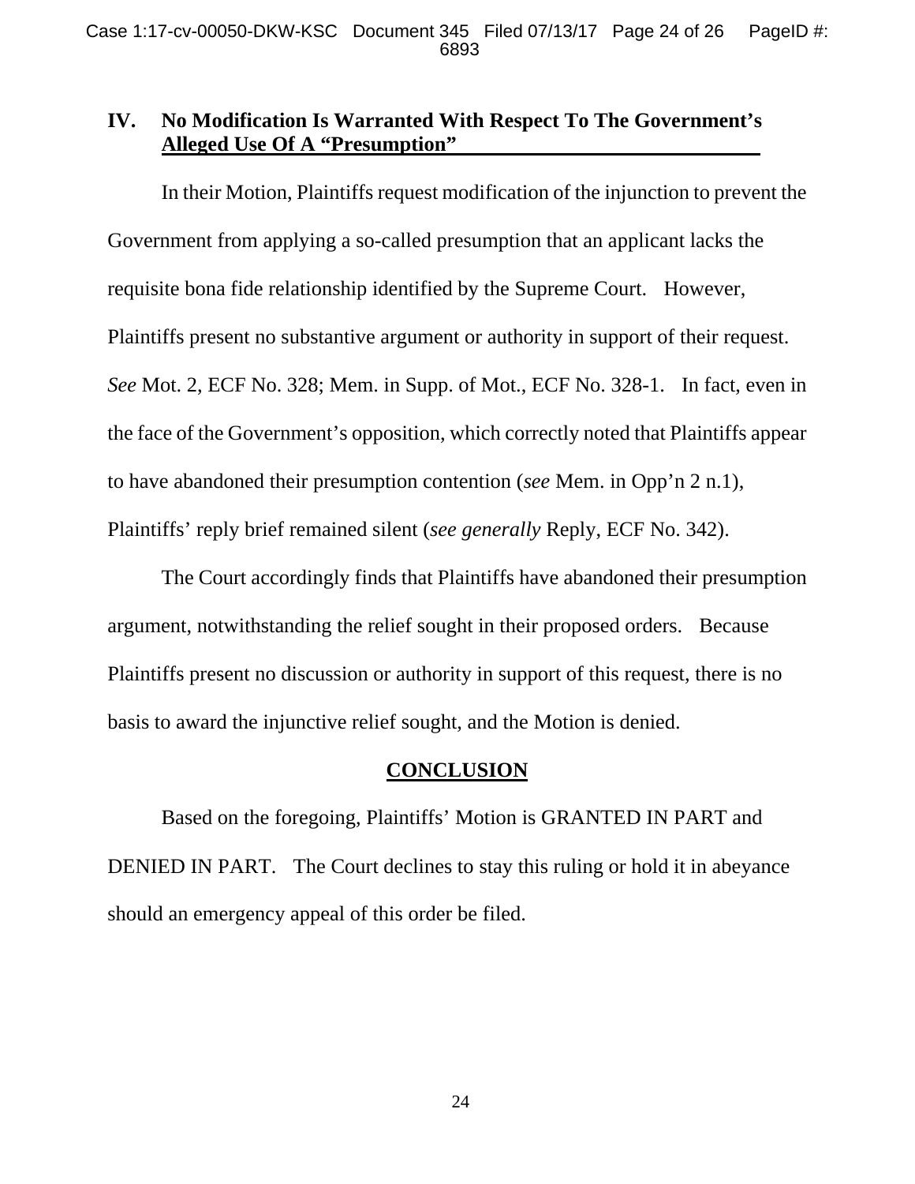## IV. No Modification Is Warranted With Respect To The Government's Alleged Use Of A "Presumption"

In their Motion, Plaintiffs request modification of the injunction to prevent the Government from applying a so-called presumption that an applicant lacks the requisite bona fide relationship identified by the Supreme Court. However, Plaintiffs present no substantive argument or authority in support of their request. *See* Mot. 2, ECF No. 328; Mem. in Supp. of Mot., ECF No. 328-1. In fact, even in the face of the Government's opposition, which correctly noted that Plaintiffs appear to have abandoned their presumption contention (*see* Mem. in Opp'n 2 n.1), Plaintiffs' reply brief remained silent (*see generally* Reply, ECF No. 342).

The Court accordingly finds that Plaintiffs have abandoned their presumption argument, notwithstanding the relief sought in their proposed orders. Because Plaintiffs present no discussion or authority in support of this request, there is no basis to award the injunctive relief sought, and the Motion is denied.

## CONCLUSION

Based on the foregoing, Plaintiffs' Motion is GRANTED IN PART and DENIED IN PART. The Court declines to stay this ruling or hold it in abeyance should an emergency appeal of this order be filed.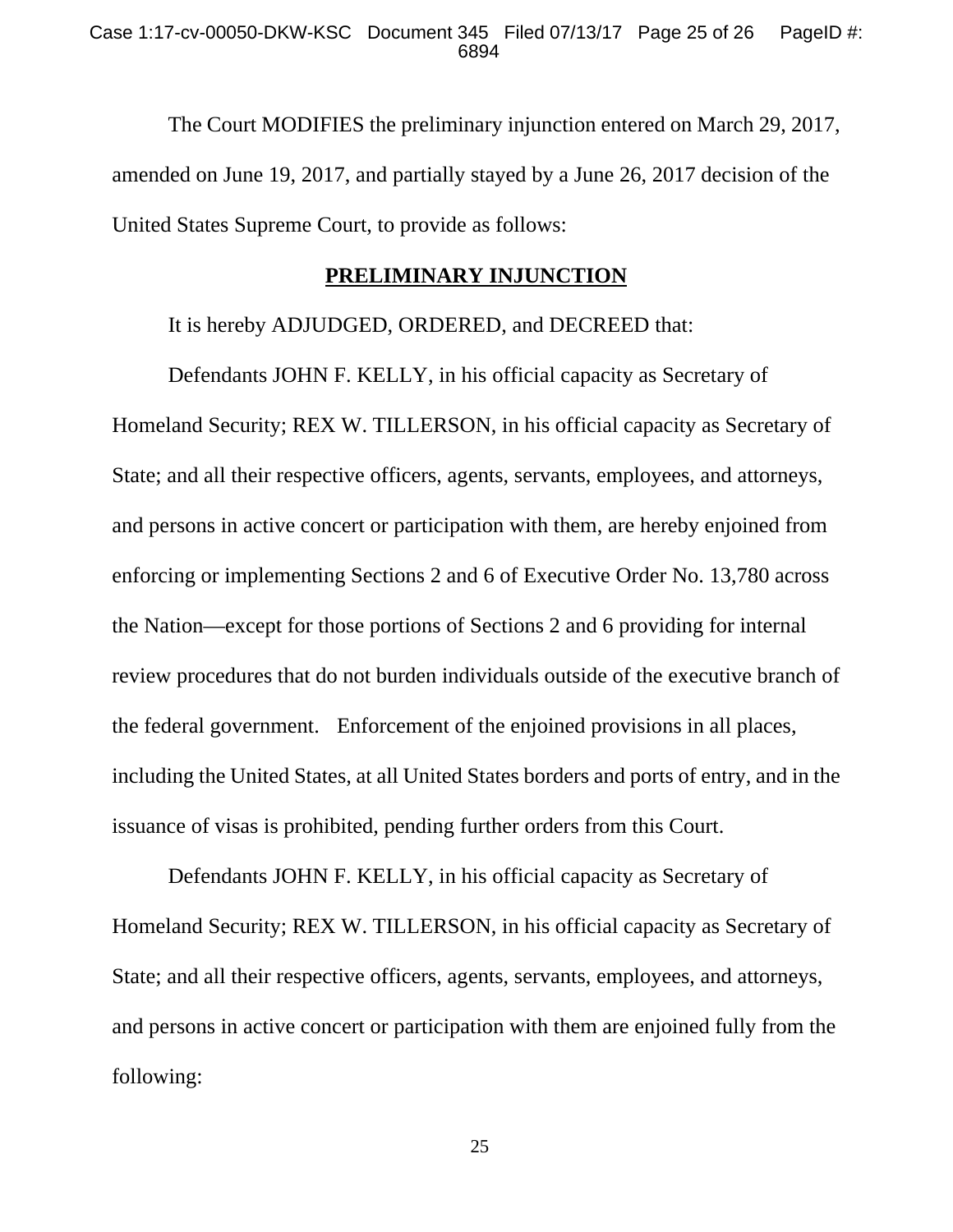The Court MODIFIES the preliminary injunction entered on March 29, 2017, amended on June 19, 2017, and partially stayed by a June 26, 2017 decision of the United States Supreme Court, to provide as follows:

## PRELIMINARY INJUNCTION

It is hereby ADJUDGED, ORDERED, and DECREED that:

Defendants JOHN F. KELLY, in his official capacity as Secretary of Homeland Security; REX W. TILLERSON, in his official capacity as Secretary of State; and all their respective officers, agents, servants, employees, and attorneys, and persons in active concert or participation with them, are hereby enjoined from enforcing or implementing Sections 2 and 6 of Executive Order No. 13,780 across the Nation—except for those portions of Sections 2 and 6 providing for internal review procedures that do not burden individuals outside of the executive branch of the federal government. Enforcement of the enjoined provisions in all places, including the United States, at all United States borders and ports of entry, and in the issuance of visas is prohibited, pending further orders from this Court.

Defendants JOHN F. KELLY, in his official capacity as Secretary of Homeland Security; REX W. TILLERSON, in his official capacity as Secretary of State; and all their respective officers, agents, servants, employees, and attorneys, and persons in active concert or participation with them are enjoined fully from the following: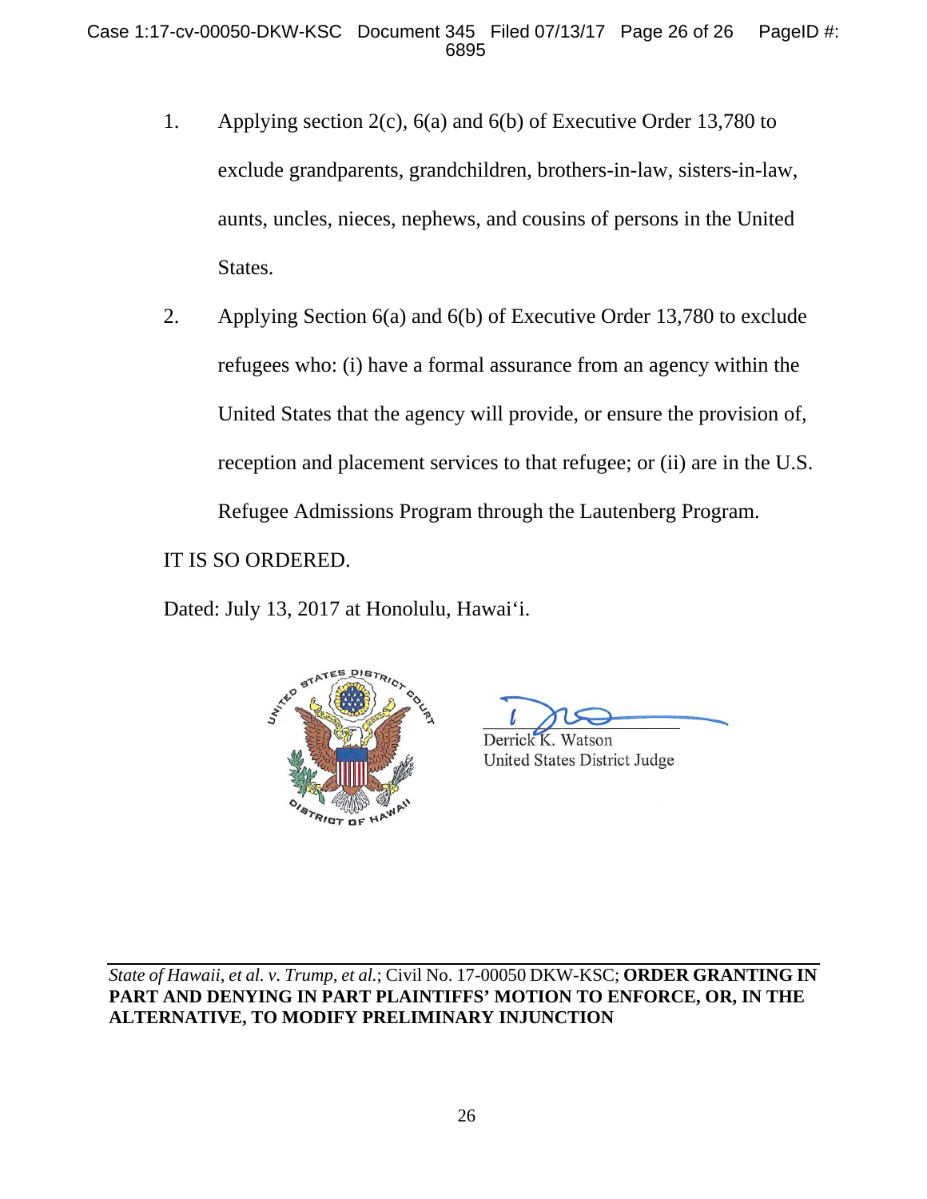1. Applying section 2(c), 6(a) and 6(b) of Executive Order 13,780 to exclude grandparents, grandchildren, brothers-in-law, sisters-in-law, aunts, uncles, nieces, nephews, and cousins of persons in the United States.

2. Applying Section 6(a) and 6(b) of Executive Order 13,780 to exclude refugees who: (i) have a formal assurance from an agency within the United States that the agency will provide, or ensure the provision of, reception and placement services to that refugee; or (ii) are in the U.S. Refugee Admissions Program through the Lautenberg Program.

IT IS SO ORDERED.

Dated: July 13, 2017 at Honolulu, Hawai'i.

Derrick K. Watson
United States District Judge

---

*State of Hawaii, et al. v. Trump, et al.*; Civil No. 17-00050 DKW-KSC; **ORDER GRANTING IN PART AND DENYING IN PART PLAINTIFFS' MOTION TO ENFORCE, OR, IN THE ALTERNATIVE, TO MODIFY PRELIMINARY INJUNCTION**